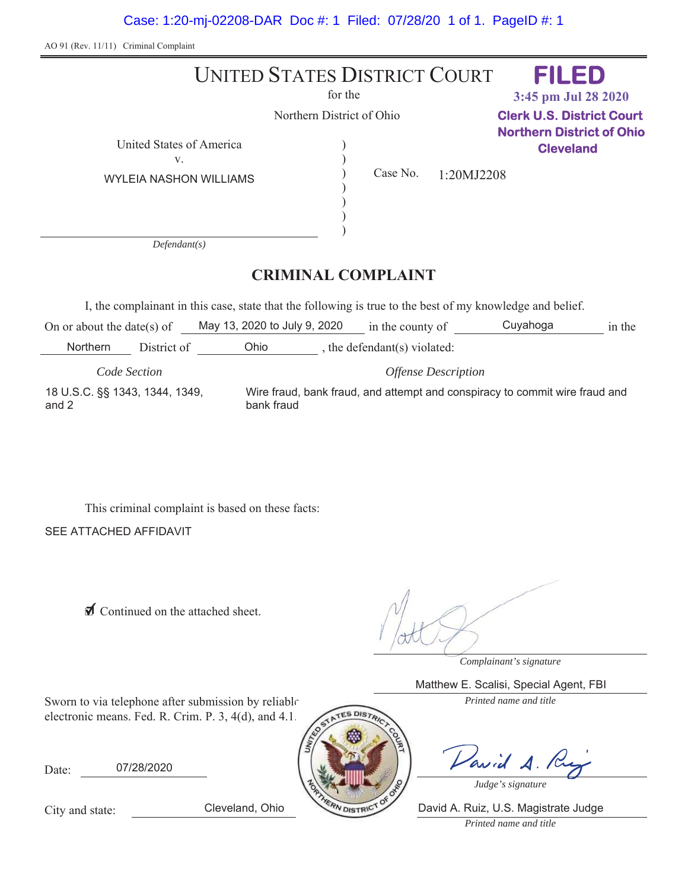AO 91 (Rev. 11/11) Criminal Complaint

# UNITED STATES DISTRICT COURT

for the

Northern District of Ohio

**FILED**
**3:45 pm Jul 28 2020**
**Clerk U.S. District Court**
**Northern District of Ohio**
**Cleveland**

United States of America
v.
WYLEIA NASHON WILLIAMS

*Defendant(s)*

Case No. 1:20MJ2208

## CRIMINAL COMPLAINT

I, the complainant in this case, state that the following is true to the best of my knowledge and belief.

On or about the date(s) of May 13, 2020 to July 9, 2020 in the county of Cuyahoga in the Northern District of Ohio, the defendant(s) violated:

| *Code Section* | *Offense Description* |
|---|---|
| 18 U.S.C. §§ 1343, 1344, 1349, and 2 | Wire fraud, bank fraud, and attempt and conspiracy to commit wire fraud and bank fraud |

This criminal complaint is based on these facts:

SEE ATTACHED AFFIDAVIT

☑ Continued on the attached sheet.

*Complainant's signature*

Matthew E. Scalisi, Special Agent, FBI

*Printed name and title*

Sworn to via telephone after submission by reliable electronic means. Fed. R. Crim. P. 3, 4(d), and 4.1.

Date: 07/28/2020

*Judge's signature*

City and state: Cleveland, Ohio

David A. Ruiz, U.S. Magistrate Judge

*Printed name and title*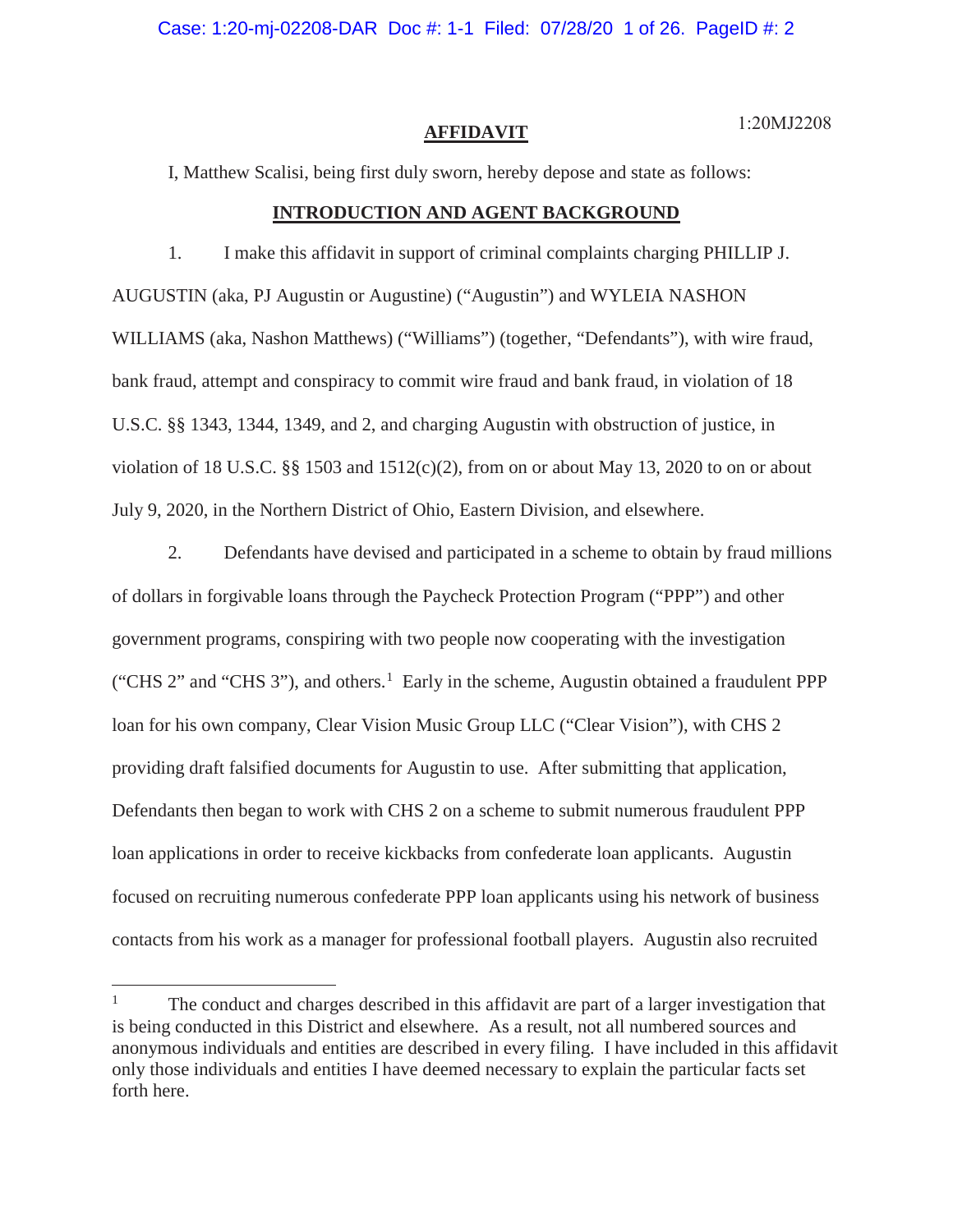1:20MJ2208

# AFFIDAVIT

I, Matthew Scalisi, being first duly sworn, hereby depose and state as follows:

## INTRODUCTION AND AGENT BACKGROUND

1. I make this affidavit in support of criminal complaints charging PHILLIP J. AUGUSTIN (aka, PJ Augustin or Augustine) ("Augustin") and WYLEIA NASHON WILLIAMS (aka, Nashon Matthews) ("Williams") (together, "Defendants"), with wire fraud, bank fraud, attempt and conspiracy to commit wire fraud and bank fraud, in violation of 18 U.S.C. §§ 1343, 1344, 1349, and 2, and charging Augustin with obstruction of justice, in violation of 18 U.S.C. §§ 1503 and 1512(c)(2), from on or about May 13, 2020 to on or about July 9, 2020, in the Northern District of Ohio, Eastern Division, and elsewhere.

2. Defendants have devised and participated in a scheme to obtain by fraud millions of dollars in forgivable loans through the Paycheck Protection Program ("PPP") and other government programs, conspiring with two people now cooperating with the investigation ("CHS 2" and "CHS 3"), and others.[1] Early in the scheme, Augustin obtained a fraudulent PPP loan for his own company, Clear Vision Music Group LLC ("Clear Vision"), with CHS 2 providing draft falsified documents for Augustin to use. After submitting that application, Defendants then began to work with CHS 2 on a scheme to submit numerous fraudulent PPP loan applications in order to receive kickbacks from confederate loan applicants. Augustin focused on recruiting numerous confederate PPP loan applicants using his network of business contacts from his work as a manager for professional football players. Augustin also recruited

[1] The conduct and charges described in this affidavit are part of a larger investigation that is being conducted in this District and elsewhere. As a result, not all numbered sources and anonymous individuals and entities are described in every filing. I have included in this affidavit only those individuals and entities I have deemed necessary to explain the particular facts set forth here.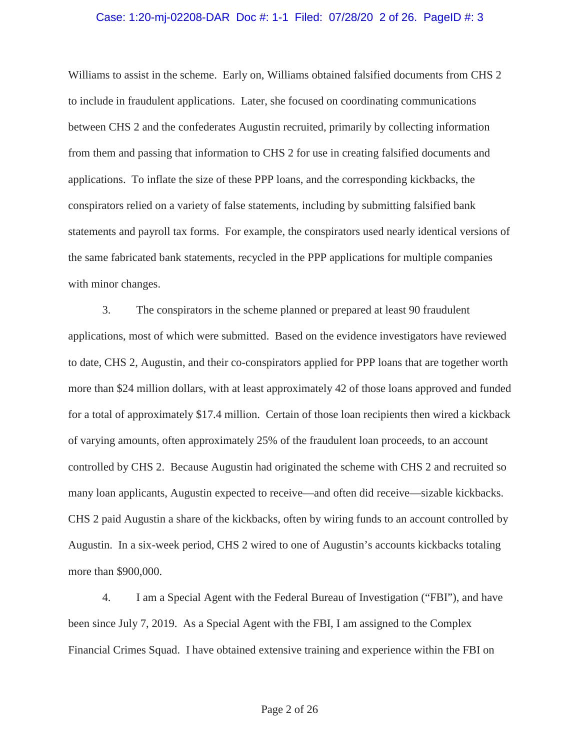Williams to assist in the scheme. Early on, Williams obtained falsified documents from CHS 2 to include in fraudulent applications. Later, she focused on coordinating communications between CHS 2 and the confederates Augustin recruited, primarily by collecting information from them and passing that information to CHS 2 for use in creating falsified documents and applications. To inflate the size of these PPP loans, and the corresponding kickbacks, the conspirators relied on a variety of false statements, including by submitting falsified bank statements and payroll tax forms. For example, the conspirators used nearly identical versions of the same fabricated bank statements, recycled in the PPP applications for multiple companies with minor changes.

3. The conspirators in the scheme planned or prepared at least 90 fraudulent applications, most of which were submitted. Based on the evidence investigators have reviewed to date, CHS 2, Augustin, and their co-conspirators applied for PPP loans that are together worth more than $24 million dollars, with at least approximately 42 of those loans approved and funded for a total of approximately $17.4 million. Certain of those loan recipients then wired a kickback of varying amounts, often approximately 25% of the fraudulent loan proceeds, to an account controlled by CHS 2. Because Augustin had originated the scheme with CHS 2 and recruited so many loan applicants, Augustin expected to receive—and often did receive—sizable kickbacks. CHS 2 paid Augustin a share of the kickbacks, often by wiring funds to an account controlled by Augustin. In a six-week period, CHS 2 wired to one of Augustin's accounts kickbacks totaling more than $900,000.

4. I am a Special Agent with the Federal Bureau of Investigation ("FBI"), and have been since July 7, 2019. As a Special Agent with the FBI, I am assigned to the Complex Financial Crimes Squad. I have obtained extensive training and experience within the FBI on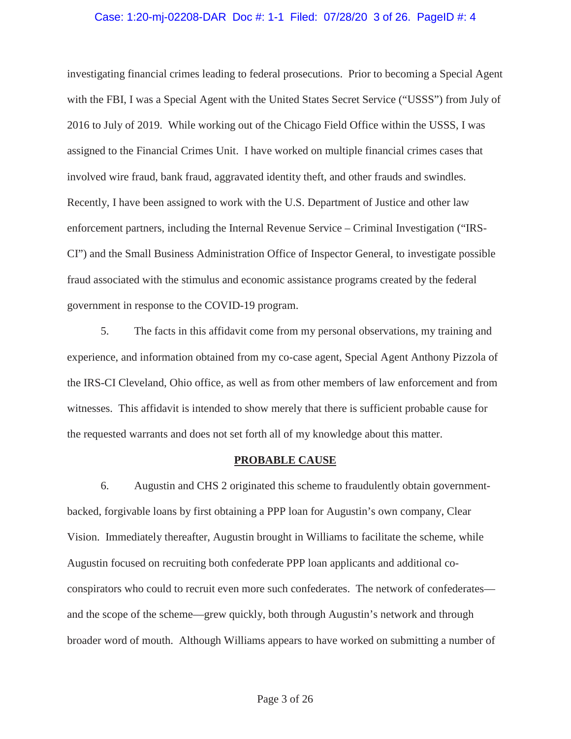investigating financial crimes leading to federal prosecutions. Prior to becoming a Special Agent with the FBI, I was a Special Agent with the United States Secret Service ("USSS") from July of 2016 to July of 2019. While working out of the Chicago Field Office within the USSS, I was assigned to the Financial Crimes Unit. I have worked on multiple financial crimes cases that involved wire fraud, bank fraud, aggravated identity theft, and other frauds and swindles. Recently, I have been assigned to work with the U.S. Department of Justice and other law enforcement partners, including the Internal Revenue Service – Criminal Investigation ("IRS-CI") and the Small Business Administration Office of Inspector General, to investigate possible fraud associated with the stimulus and economic assistance programs created by the federal government in response to the COVID-19 program.

5. The facts in this affidavit come from my personal observations, my training and experience, and information obtained from my co-case agent, Special Agent Anthony Pizzola of the IRS-CI Cleveland, Ohio office, as well as from other members of law enforcement and from witnesses. This affidavit is intended to show merely that there is sufficient probable cause for the requested warrants and does not set forth all of my knowledge about this matter.

## PROBABLE CAUSE

6. Augustin and CHS 2 originated this scheme to fraudulently obtain government-backed, forgivable loans by first obtaining a PPP loan for Augustin's own company, Clear Vision. Immediately thereafter, Augustin brought in Williams to facilitate the scheme, while Augustin focused on recruiting both confederate PPP loan applicants and additional co-conspirators who could to recruit even more such confederates. The network of confederates—and the scope of the scheme—grew quickly, both through Augustin's network and through broader word of mouth. Although Williams appears to have worked on submitting a number of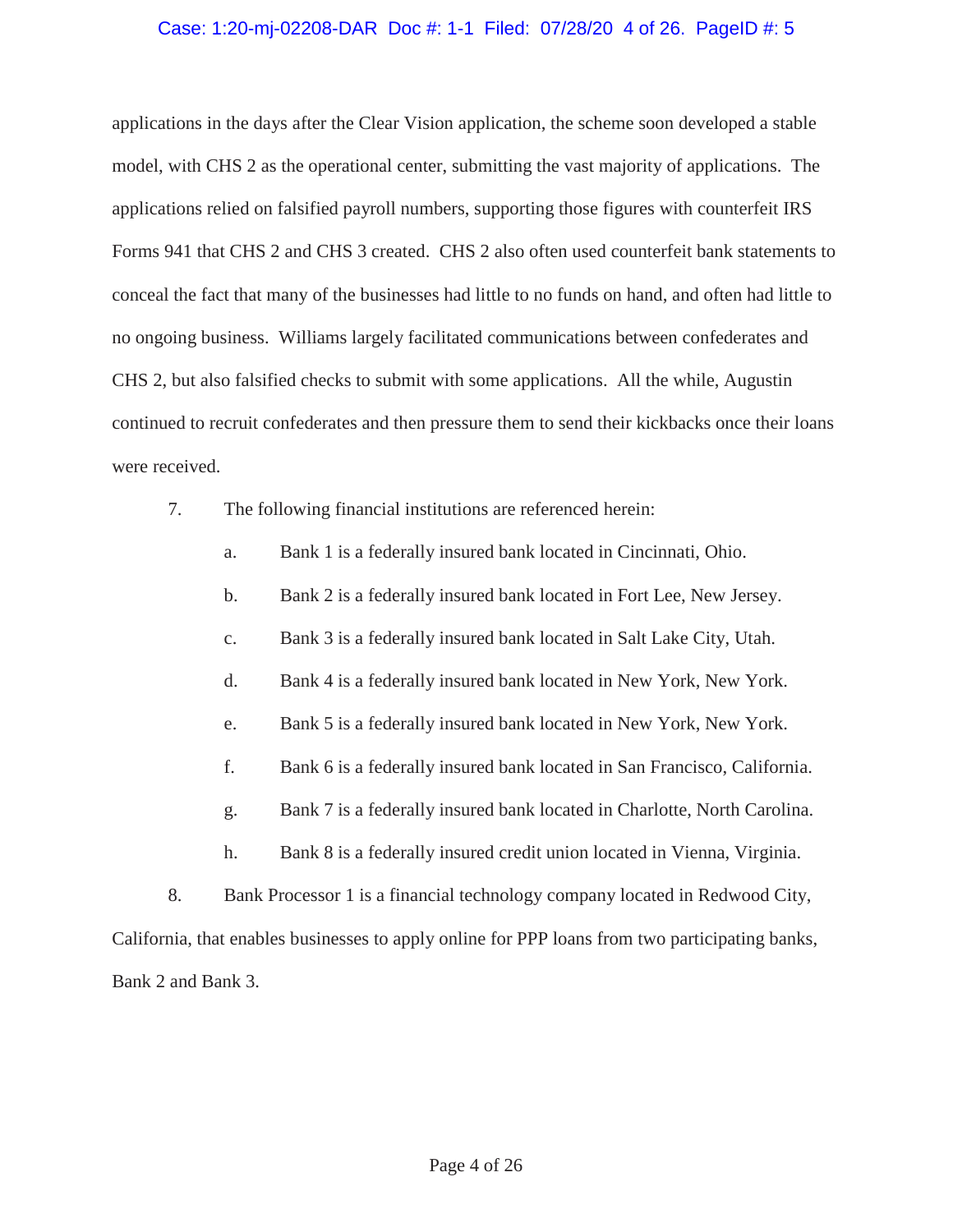applications in the days after the Clear Vision application, the scheme soon developed a stable model, with CHS 2 as the operational center, submitting the vast majority of applications. The applications relied on falsified payroll numbers, supporting those figures with counterfeit IRS Forms 941 that CHS 2 and CHS 3 created. CHS 2 also often used counterfeit bank statements to conceal the fact that many of the businesses had little to no funds on hand, and often had little to no ongoing business. Williams largely facilitated communications between confederates and CHS 2, but also falsified checks to submit with some applications. All the while, Augustin continued to recruit confederates and then pressure them to send their kickbacks once their loans were received.

7. The following financial institutions are referenced herein:

   a. Bank 1 is a federally insured bank located in Cincinnati, Ohio.

   b. Bank 2 is a federally insured bank located in Fort Lee, New Jersey.

   c. Bank 3 is a federally insured bank located in Salt Lake City, Utah.

   d. Bank 4 is a federally insured bank located in New York, New York.

   e. Bank 5 is a federally insured bank located in New York, New York.

   f. Bank 6 is a federally insured bank located in San Francisco, California.

   g. Bank 7 is a federally insured bank located in Charlotte, North Carolina.

   h. Bank 8 is a federally insured credit union located in Vienna, Virginia.

8. Bank Processor 1 is a financial technology company located in Redwood City, California, that enables businesses to apply online for PPP loans from two participating banks, Bank 2 and Bank 3.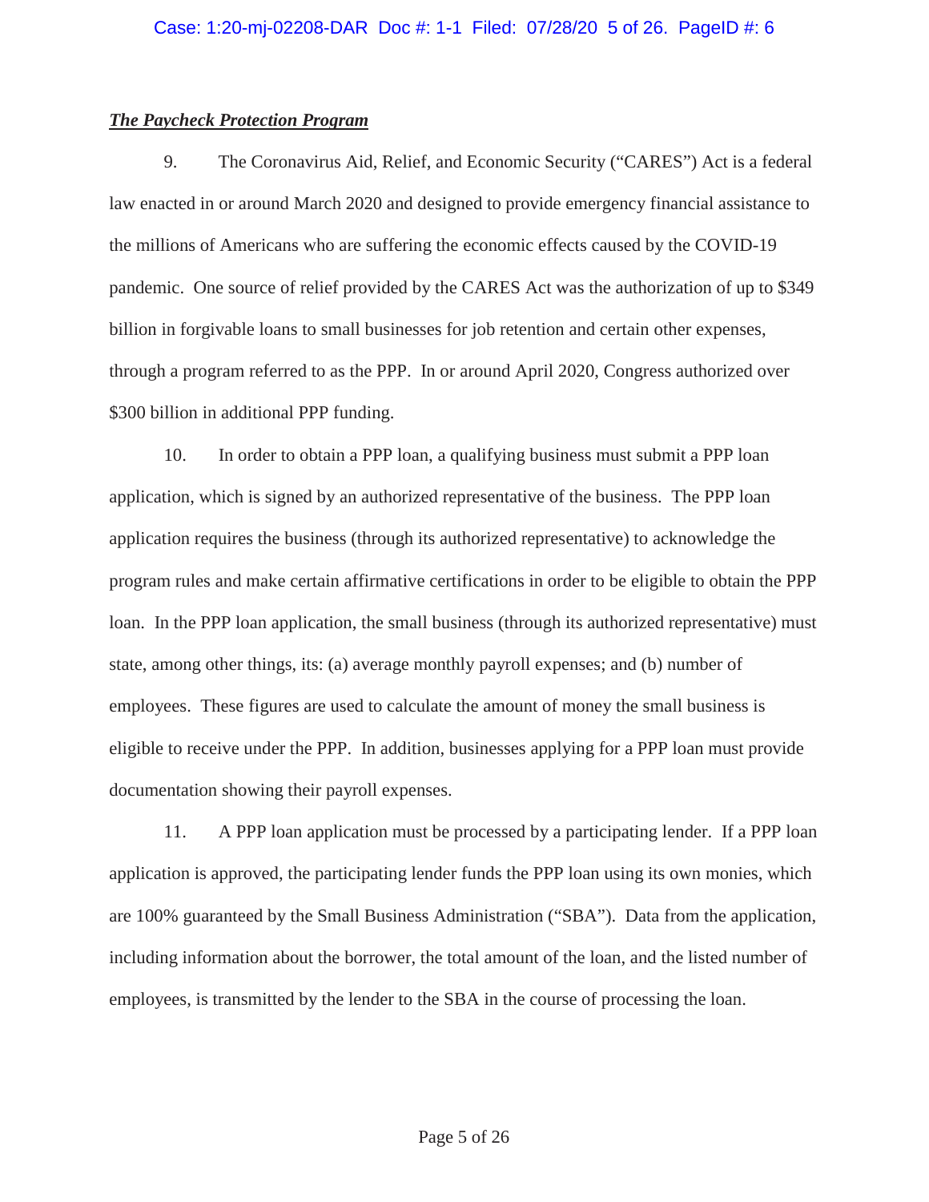***The Paycheck Protection Program***

9. The Coronavirus Aid, Relief, and Economic Security ("CARES") Act is a federal law enacted in or around March 2020 and designed to provide emergency financial assistance to the millions of Americans who are suffering the economic effects caused by the COVID-19 pandemic. One source of relief provided by the CARES Act was the authorization of up to $349 billion in forgivable loans to small businesses for job retention and certain other expenses, through a program referred to as the PPP. In or around April 2020, Congress authorized over $300 billion in additional PPP funding.

10. In order to obtain a PPP loan, a qualifying business must submit a PPP loan application, which is signed by an authorized representative of the business. The PPP loan application requires the business (through its authorized representative) to acknowledge the program rules and make certain affirmative certifications in order to be eligible to obtain the PPP loan. In the PPP loan application, the small business (through its authorized representative) must state, among other things, its: (a) average monthly payroll expenses; and (b) number of employees. These figures are used to calculate the amount of money the small business is eligible to receive under the PPP. In addition, businesses applying for a PPP loan must provide documentation showing their payroll expenses.

11. A PPP loan application must be processed by a participating lender. If a PPP loan application is approved, the participating lender funds the PPP loan using its own monies, which are 100% guaranteed by the Small Business Administration ("SBA"). Data from the application, including information about the borrower, the total amount of the loan, and the listed number of employees, is transmitted by the lender to the SBA in the course of processing the loan.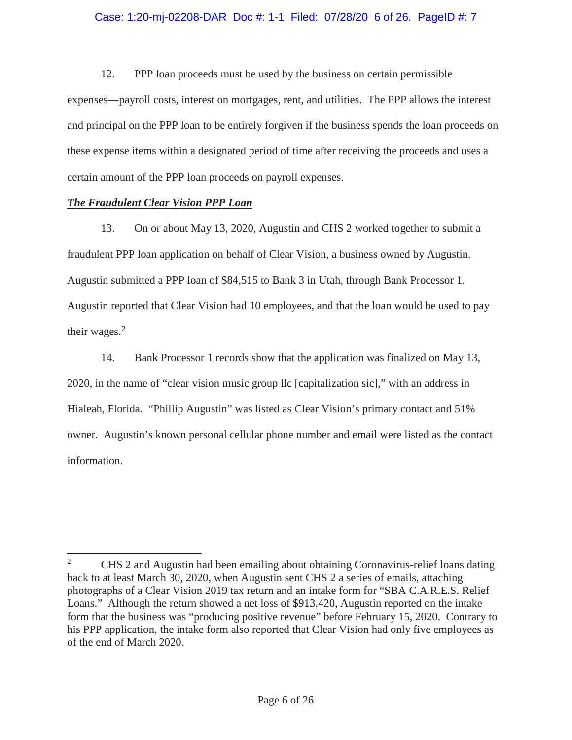12. PPP loan proceeds must be used by the business on certain permissible expenses—payroll costs, interest on mortgages, rent, and utilities. The PPP allows the interest and principal on the PPP loan to be entirely forgiven if the business spends the loan proceeds on these expense items within a designated period of time after receiving the proceeds and uses a certain amount of the PPP loan proceeds on payroll expenses.

***The Fraudulent Clear Vision PPP Loan***

13. On or about May 13, 2020, Augustin and CHS 2 worked together to submit a fraudulent PPP loan application on behalf of Clear Vision, a business owned by Augustin. Augustin submitted a PPP loan of $84,515 to Bank 3 in Utah, through Bank Processor 1. Augustin reported that Clear Vision had 10 employees, and that the loan would be used to pay their wages.[2]

14. Bank Processor 1 records show that the application was finalized on May 13, 2020, in the name of "clear vision music group llc [capitalization sic]," with an address in Hialeah, Florida. "Phillip Augustin" was listed as Clear Vision's primary contact and 51% owner. Augustin's known personal cellular phone number and email were listed as the contact information.

---

[2] CHS 2 and Augustin had been emailing about obtaining Coronavirus-relief loans dating back to at least March 30, 2020, when Augustin sent CHS 2 a series of emails, attaching photographs of a Clear Vision 2019 tax return and an intake form for "SBA C.A.R.E.S. Relief Loans." Although the return showed a net loss of $913,420, Augustin reported on the intake form that the business was "producing positive revenue" before February 15, 2020. Contrary to his PPP application, the intake form also reported that Clear Vision had only five employees as of the end of March 2020.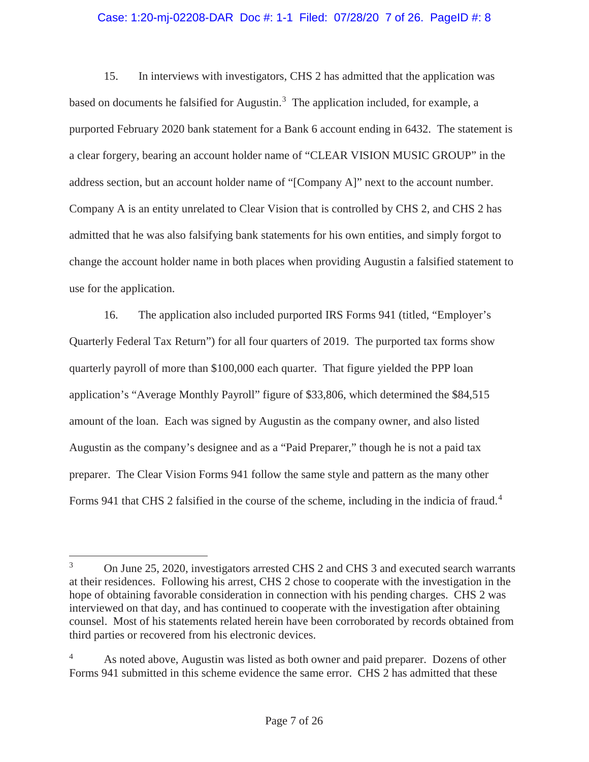15. In interviews with investigators, CHS 2 has admitted that the application was based on documents he falsified for Augustin.[3] The application included, for example, a purported February 2020 bank statement for a Bank 6 account ending in 6432. The statement is a clear forgery, bearing an account holder name of "CLEAR VISION MUSIC GROUP" in the address section, but an account holder name of "[Company A]" next to the account number. Company A is an entity unrelated to Clear Vision that is controlled by CHS 2, and CHS 2 has admitted that he was also falsifying bank statements for his own entities, and simply forgot to change the account holder name in both places when providing Augustin a falsified statement to use for the application.

16. The application also included purported IRS Forms 941 (titled, "Employer's Quarterly Federal Tax Return") for all four quarters of 2019. The purported tax forms show quarterly payroll of more than $100,000 each quarter. That figure yielded the PPP loan application's "Average Monthly Payroll" figure of $33,806, which determined the $84,515 amount of the loan. Each was signed by Augustin as the company owner, and also listed Augustin as the company's designee and as a "Paid Preparer," though he is not a paid tax preparer. The Clear Vision Forms 941 follow the same style and pattern as the many other Forms 941 that CHS 2 falsified in the course of the scheme, including in the indicia of fraud.[4]

---

[3] On June 25, 2020, investigators arrested CHS 2 and CHS 3 and executed search warrants at their residences. Following his arrest, CHS 2 chose to cooperate with the investigation in the hope of obtaining favorable consideration in connection with his pending charges. CHS 2 was interviewed on that day, and has continued to cooperate with the investigation after obtaining counsel. Most of his statements related herein have been corroborated by records obtained from third parties or recovered from his electronic devices.

[4] As noted above, Augustin was listed as both owner and paid preparer. Dozens of other Forms 941 submitted in this scheme evidence the same error. CHS 2 has admitted that these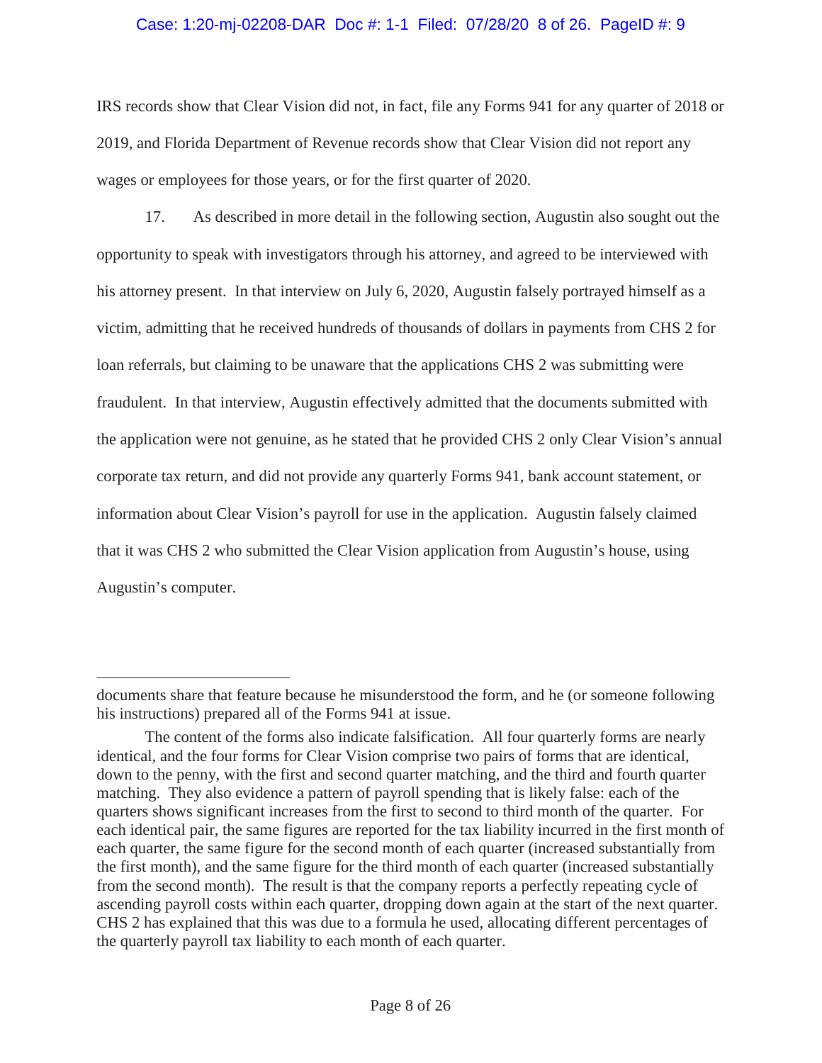IRS records show that Clear Vision did not, in fact, file any Forms 941 for any quarter of 2018 or 2019, and Florida Department of Revenue records show that Clear Vision did not report any wages or employees for those years, or for the first quarter of 2020.

17. As described in more detail in the following section, Augustin also sought out the opportunity to speak with investigators through his attorney, and agreed to be interviewed with his attorney present. In that interview on July 6, 2020, Augustin falsely portrayed himself as a victim, admitting that he received hundreds of thousands of dollars in payments from CHS 2 for loan referrals, but claiming to be unaware that the applications CHS 2 was submitting were fraudulent. In that interview, Augustin effectively admitted that the documents submitted with the application were not genuine, as he stated that he provided CHS 2 only Clear Vision's annual corporate tax return, and did not provide any quarterly Forms 941, bank account statement, or information about Clear Vision's payroll for use in the application. Augustin falsely claimed that it was CHS 2 who submitted the Clear Vision application from Augustin's house, using Augustin's computer.

---

documents share that feature because he misunderstood the form, and he (or someone following his instructions) prepared all of the Forms 941 at issue.

The content of the forms also indicate falsification. All four quarterly forms are nearly identical, and the four forms for Clear Vision comprise two pairs of forms that are identical, down to the penny, with the first and second quarter matching, and the third and fourth quarter matching. They also evidence a pattern of payroll spending that is likely false: each of the quarters shows significant increases from the first to second to third month of the quarter. For each identical pair, the same figures are reported for the tax liability incurred in the first month of each quarter, the same figure for the second month of each quarter (increased substantially from the first month), and the same figure for the third month of each quarter (increased substantially from the second month). The result is that the company reports a perfectly repeating cycle of ascending payroll costs within each quarter, dropping down again at the start of the next quarter. CHS 2 has explained that this was due to a formula he used, allocating different percentages of the quarterly payroll tax liability to each month of each quarter.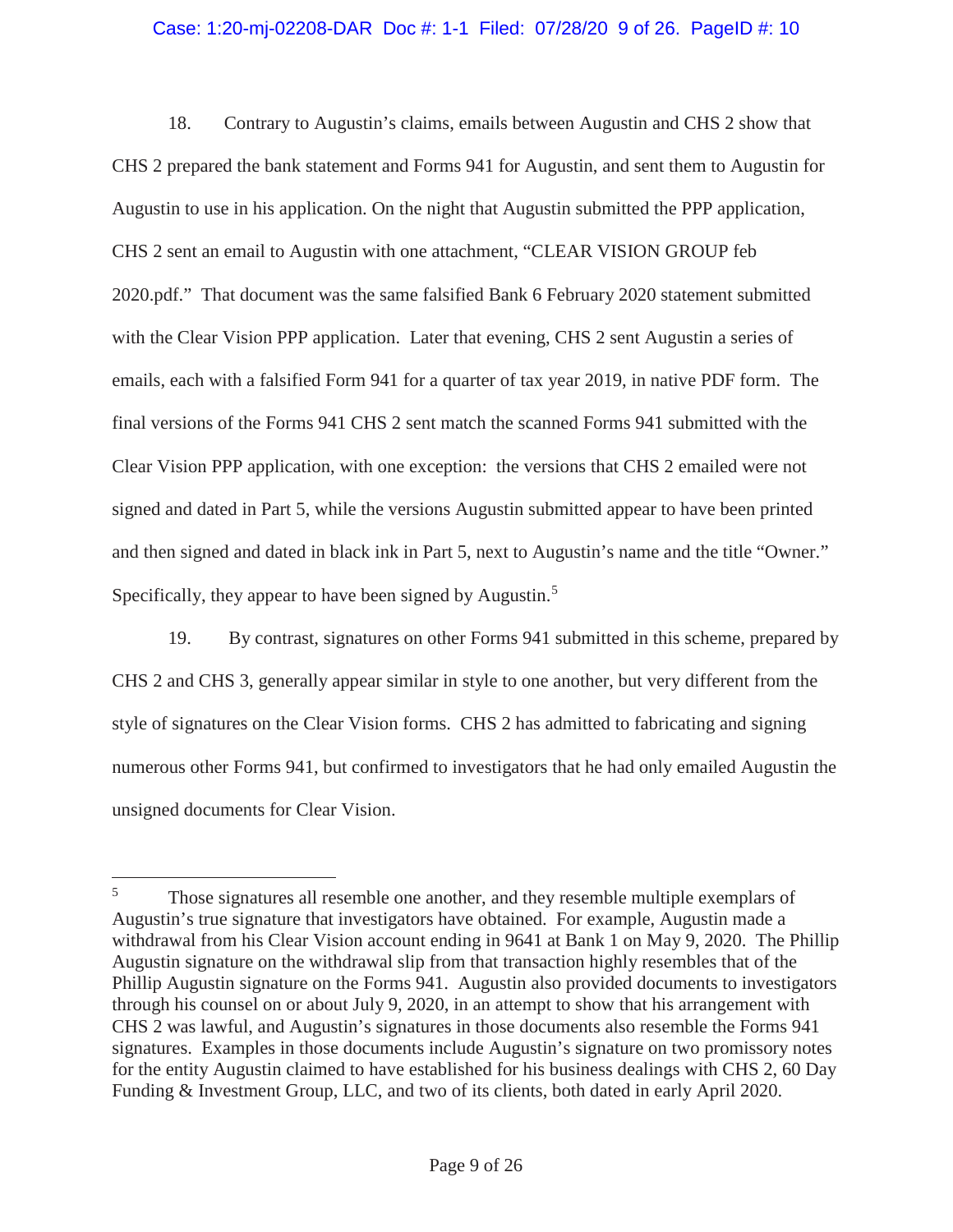18. Contrary to Augustin's claims, emails between Augustin and CHS 2 show that CHS 2 prepared the bank statement and Forms 941 for Augustin, and sent them to Augustin for Augustin to use in his application. On the night that Augustin submitted the PPP application, CHS 2 sent an email to Augustin with one attachment, "CLEAR VISION GROUP feb 2020.pdf." That document was the same falsified Bank 6 February 2020 statement submitted with the Clear Vision PPP application. Later that evening, CHS 2 sent Augustin a series of emails, each with a falsified Form 941 for a quarter of tax year 2019, in native PDF form. The final versions of the Forms 941 CHS 2 sent match the scanned Forms 941 submitted with the Clear Vision PPP application, with one exception: the versions that CHS 2 emailed were not signed and dated in Part 5, while the versions Augustin submitted appear to have been printed and then signed and dated in black ink in Part 5, next to Augustin's name and the title "Owner." Specifically, they appear to have been signed by Augustin.[5]

19. By contrast, signatures on other Forms 941 submitted in this scheme, prepared by CHS 2 and CHS 3, generally appear similar in style to one another, but very different from the style of signatures on the Clear Vision forms. CHS 2 has admitted to fabricating and signing numerous other Forms 941, but confirmed to investigators that he had only emailed Augustin the unsigned documents for Clear Vision.

---

[5] Those signatures all resemble one another, and they resemble multiple exemplars of Augustin's true signature that investigators have obtained. For example, Augustin made a withdrawal from his Clear Vision account ending in 9641 at Bank 1 on May 9, 2020. The Phillip Augustin signature on the withdrawal slip from that transaction highly resembles that of the Phillip Augustin signature on the Forms 941. Augustin also provided documents to investigators through his counsel on or about July 9, 2020, in an attempt to show that his arrangement with CHS 2 was lawful, and Augustin's signatures in those documents also resemble the Forms 941 signatures. Examples in those documents include Augustin's signature on two promissory notes for the entity Augustin claimed to have established for his business dealings with CHS 2, 60 Day Funding & Investment Group, LLC, and two of its clients, both dated in early April 2020.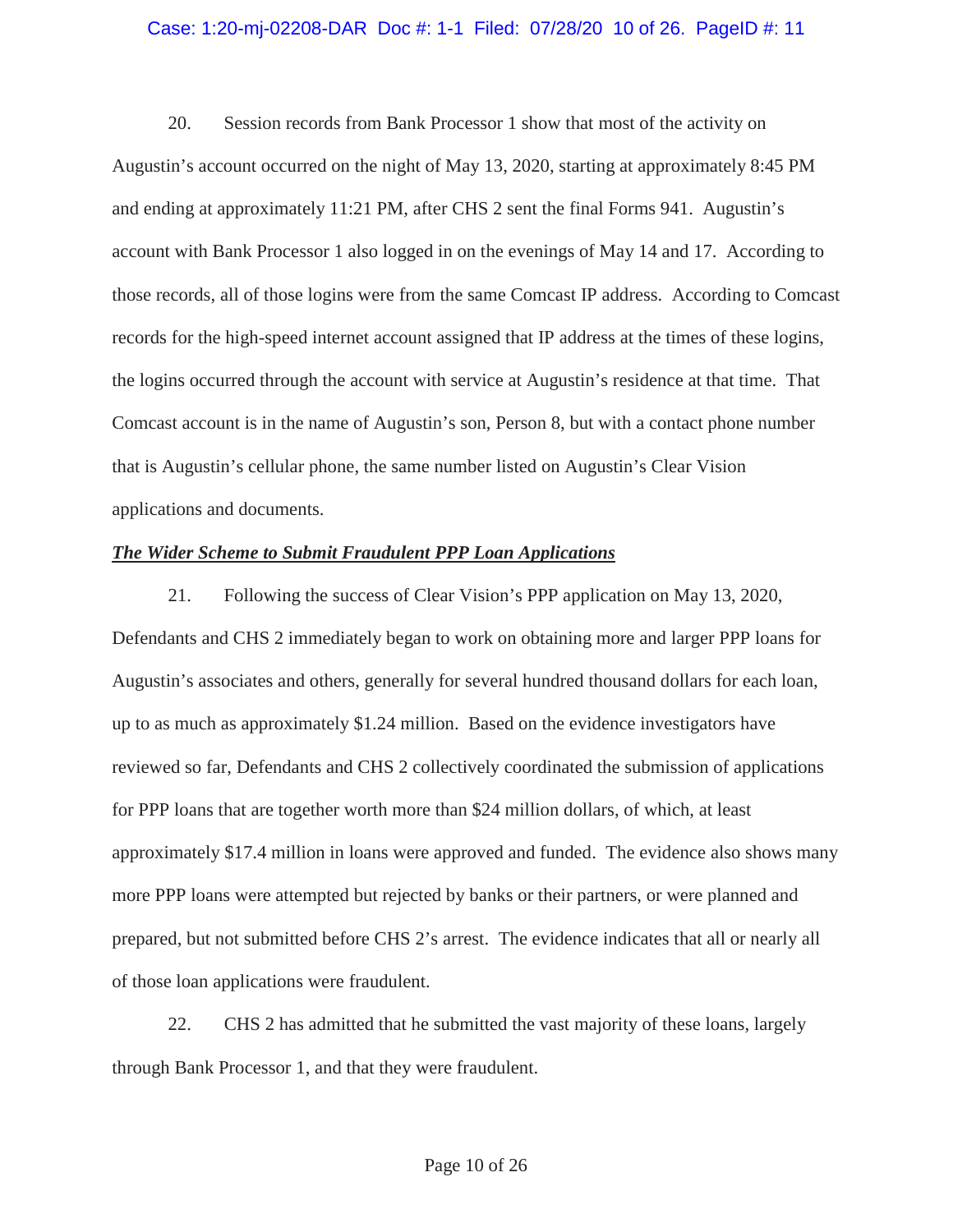20. Session records from Bank Processor 1 show that most of the activity on Augustin's account occurred on the night of May 13, 2020, starting at approximately 8:45 PM and ending at approximately 11:21 PM, after CHS 2 sent the final Forms 941. Augustin's account with Bank Processor 1 also logged in on the evenings of May 14 and 17. According to those records, all of those logins were from the same Comcast IP address. According to Comcast records for the high-speed internet account assigned that IP address at the times of these logins, the logins occurred through the account with service at Augustin's residence at that time. That Comcast account is in the name of Augustin's son, Person 8, but with a contact phone number that is Augustin's cellular phone, the same number listed on Augustin's Clear Vision applications and documents.

***The Wider Scheme to Submit Fraudulent PPP Loan Applications***

21. Following the success of Clear Vision's PPP application on May 13, 2020, Defendants and CHS 2 immediately began to work on obtaining more and larger PPP loans for Augustin's associates and others, generally for several hundred thousand dollars for each loan, up to as much as approximately $1.24 million. Based on the evidence investigators have reviewed so far, Defendants and CHS 2 collectively coordinated the submission of applications for PPP loans that are together worth more than $24 million dollars, of which, at least approximately $17.4 million in loans were approved and funded. The evidence also shows many more PPP loans were attempted but rejected by banks or their partners, or were planned and prepared, but not submitted before CHS 2's arrest. The evidence indicates that all or nearly all of those loan applications were fraudulent.

22. CHS 2 has admitted that he submitted the vast majority of these loans, largely through Bank Processor 1, and that they were fraudulent.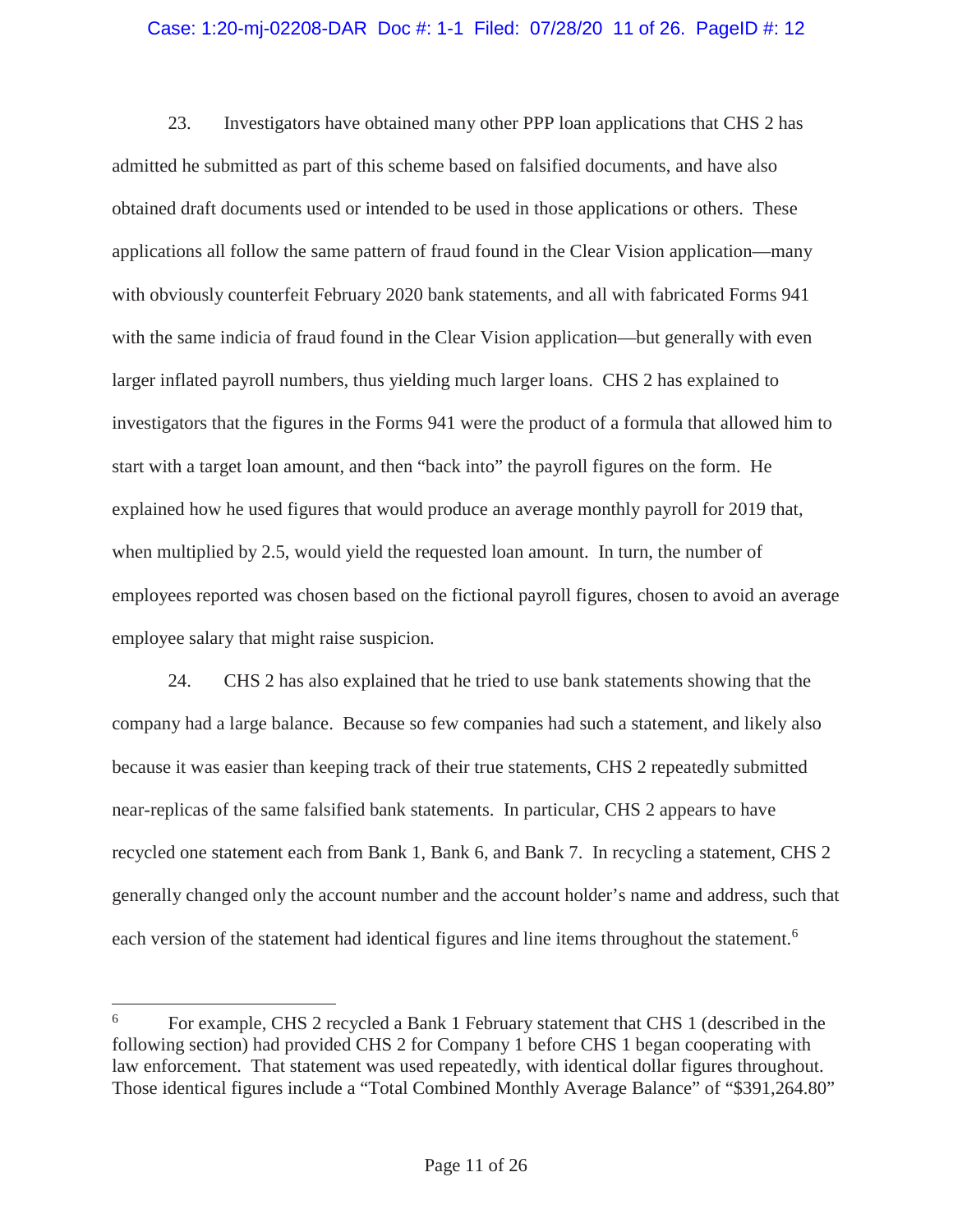23. Investigators have obtained many other PPP loan applications that CHS 2 has admitted he submitted as part of this scheme based on falsified documents, and have also obtained draft documents used or intended to be used in those applications or others. These applications all follow the same pattern of fraud found in the Clear Vision application—many with obviously counterfeit February 2020 bank statements, and all with fabricated Forms 941 with the same indicia of fraud found in the Clear Vision application—but generally with even larger inflated payroll numbers, thus yielding much larger loans. CHS 2 has explained to investigators that the figures in the Forms 941 were the product of a formula that allowed him to start with a target loan amount, and then "back into" the payroll figures on the form. He explained how he used figures that would produce an average monthly payroll for 2019 that, when multiplied by 2.5, would yield the requested loan amount. In turn, the number of employees reported was chosen based on the fictional payroll figures, chosen to avoid an average employee salary that might raise suspicion.

24. CHS 2 has also explained that he tried to use bank statements showing that the company had a large balance. Because so few companies had such a statement, and likely also because it was easier than keeping track of their true statements, CHS 2 repeatedly submitted near-replicas of the same falsified bank statements. In particular, CHS 2 appears to have recycled one statement each from Bank 1, Bank 6, and Bank 7. In recycling a statement, CHS 2 generally changed only the account number and the account holder's name and address, such that each version of the statement had identical figures and line items throughout the statement.[6]

---

[6] For example, CHS 2 recycled a Bank 1 February statement that CHS 1 (described in the following section) had provided CHS 2 for Company 1 before CHS 1 began cooperating with law enforcement. That statement was used repeatedly, with identical dollar figures throughout. Those identical figures include a "Total Combined Monthly Average Balance" of "$391,264.80"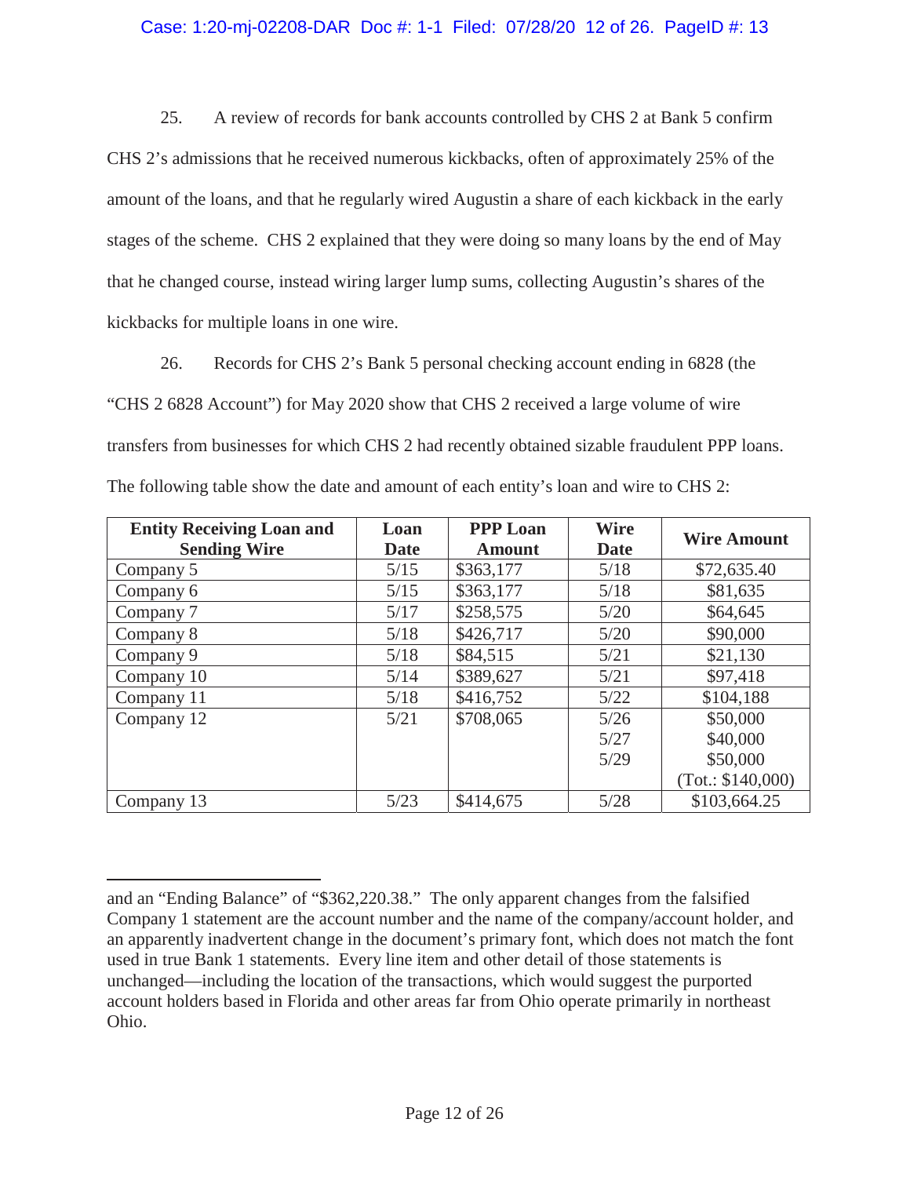25. A review of records for bank accounts controlled by CHS 2 at Bank 5 confirm CHS 2's admissions that he received numerous kickbacks, often of approximately 25% of the amount of the loans, and that he regularly wired Augustin a share of each kickback in the early stages of the scheme. CHS 2 explained that they were doing so many loans by the end of May that he changed course, instead wiring larger lump sums, collecting Augustin's shares of the kickbacks for multiple loans in one wire.

26. Records for CHS 2's Bank 5 personal checking account ending in 6828 (the "CHS 2 6828 Account") for May 2020 show that CHS 2 received a large volume of wire transfers from businesses for which CHS 2 had recently obtained sizable fraudulent PPP loans. The following table show the date and amount of each entity's loan and wire to CHS 2:

| Entity Receiving Loan and Sending Wire | Loan Date | PPP Loan Amount | Wire Date | Wire Amount |
|---|---|---|---|---|
| Company 5 | 5/15 | $363,177 | 5/18 | $72,635.40 |
| Company 6 | 5/15 | $363,177 | 5/18 | $81,635 |
| Company 7 | 5/17 | $258,575 | 5/20 | $64,645 |
| Company 8 | 5/18 | $426,717 | 5/20 | $90,000 |
| Company 9 | 5/18 | $84,515 | 5/21 | $21,130 |
| Company 10 | 5/14 | $389,627 | 5/21 | $97,418 |
| Company 11 | 5/18 | $416,752 | 5/22 | $104,188 |
| Company 12 | 5/21 | $708,065 | 5/26<br>5/27<br>5/29 | $50,000<br>$40,000<br>$50,000<br>(Tot.: $140,000) |
| Company 13 | 5/23 | $414,675 | 5/28 | $103,664.25 |

---

and an "Ending Balance" of "$362,220.38." The only apparent changes from the falsified Company 1 statement are the account number and the name of the company/account holder, and an apparently inadvertent change in the document's primary font, which does not match the font used in true Bank 1 statements. Every line item and other detail of those statements is unchanged—including the location of the transactions, which would suggest the purported account holders based in Florida and other areas far from Ohio operate primarily in northeast Ohio.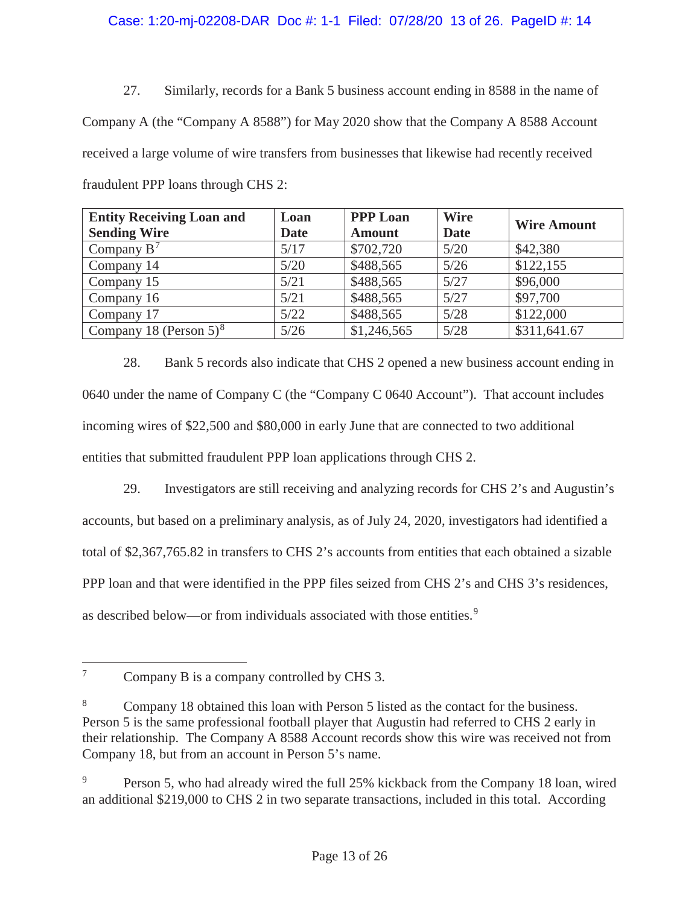27. Similarly, records for a Bank 5 business account ending in 8588 in the name of Company A (the "Company A 8588") for May 2020 show that the Company A 8588 Account received a large volume of wire transfers from businesses that likewise had recently received fraudulent PPP loans through CHS 2:

| Entity Receiving Loan and Sending Wire | Loan Date | PPP Loan Amount | Wire Date | Wire Amount |
|---|---|---|---|---|
| Company B[7] | 5/17 | $702,720 | 5/20 | $42,380 |
| Company 14 | 5/20 | $488,565 | 5/26 | $122,155 |
| Company 15 | 5/21 | $488,565 | 5/27 | $96,000 |
| Company 16 | 5/21 | $488,565 | 5/27 | $97,700 |
| Company 17 | 5/22 | $488,565 | 5/28 | $122,000 |
| Company 18 (Person 5)[8] | 5/26 | $1,246,565 | 5/28 | $311,641.67 |

28. Bank 5 records also indicate that CHS 2 opened a new business account ending in 0640 under the name of Company C (the "Company C 0640 Account"). That account includes incoming wires of $22,500 and $80,000 in early June that are connected to two additional entities that submitted fraudulent PPP loan applications through CHS 2.

29. Investigators are still receiving and analyzing records for CHS 2's and Augustin's accounts, but based on a preliminary analysis, as of July 24, 2020, investigators had identified a total of $2,367,765.82 in transfers to CHS 2's accounts from entities that each obtained a sizable PPP loan and that were identified in the PPP files seized from CHS 2's and CHS 3's residences, as described below—or from individuals associated with those entities.[9]

---

[7] Company B is a company controlled by CHS 3.

[8] Company 18 obtained this loan with Person 5 listed as the contact for the business. Person 5 is the same professional football player that Augustin had referred to CHS 2 early in their relationship. The Company A 8588 Account records show this wire was received not from Company 18, but from an account in Person 5's name.

[9] Person 5, who had already wired the full 25% kickback from the Company 18 loan, wired an additional $219,000 to CHS 2 in two separate transactions, included in this total. According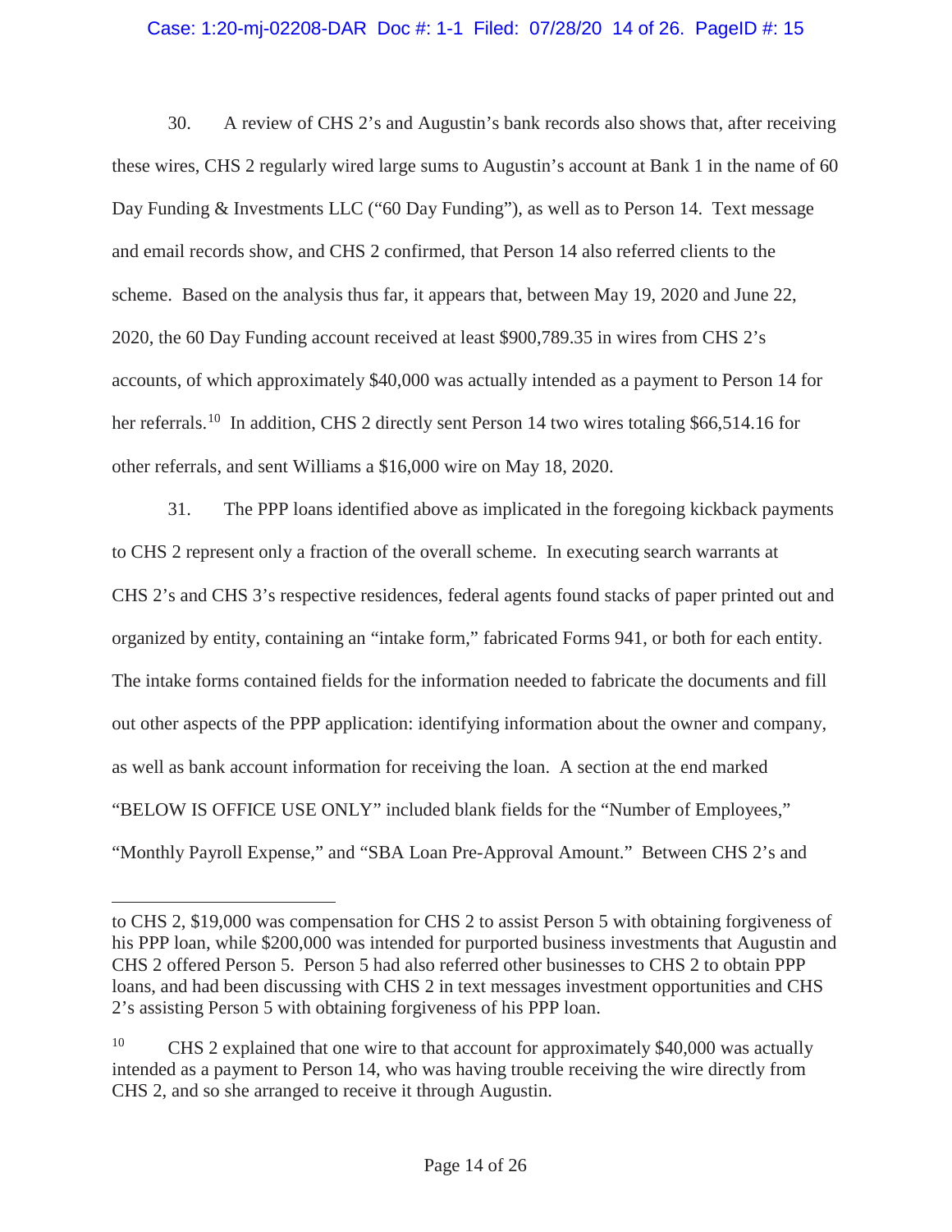30. A review of CHS 2's and Augustin's bank records also shows that, after receiving these wires, CHS 2 regularly wired large sums to Augustin's account at Bank 1 in the name of 60 Day Funding & Investments LLC ("60 Day Funding"), as well as to Person 14. Text message and email records show, and CHS 2 confirmed, that Person 14 also referred clients to the scheme. Based on the analysis thus far, it appears that, between May 19, 2020 and June 22, 2020, the 60 Day Funding account received at least $900,789.35 in wires from CHS 2's accounts, of which approximately $40,000 was actually intended as a payment to Person 14 for her referrals.[10] In addition, CHS 2 directly sent Person 14 two wires totaling $66,514.16 for other referrals, and sent Williams a $16,000 wire on May 18, 2020.

31. The PPP loans identified above as implicated in the foregoing kickback payments to CHS 2 represent only a fraction of the overall scheme. In executing search warrants at CHS 2's and CHS 3's respective residences, federal agents found stacks of paper printed out and organized by entity, containing an "intake form," fabricated Forms 941, or both for each entity. The intake forms contained fields for the information needed to fabricate the documents and fill out other aspects of the PPP application: identifying information about the owner and company, as well as bank account information for receiving the loan. A section at the end marked "BELOW IS OFFICE USE ONLY" included blank fields for the "Number of Employees," "Monthly Payroll Expense," and "SBA Loan Pre-Approval Amount." Between CHS 2's and

---

to CHS 2, $19,000 was compensation for CHS 2 to assist Person 5 with obtaining forgiveness of his PPP loan, while $200,000 was intended for purported business investments that Augustin and CHS 2 offered Person 5. Person 5 had also referred other businesses to CHS 2 to obtain PPP loans, and had been discussing with CHS 2 in text messages investment opportunities and CHS 2's assisting Person 5 with obtaining forgiveness of his PPP loan.

[10] CHS 2 explained that one wire to that account for approximately $40,000 was actually intended as a payment to Person 14, who was having trouble receiving the wire directly from CHS 2, and so she arranged to receive it through Augustin.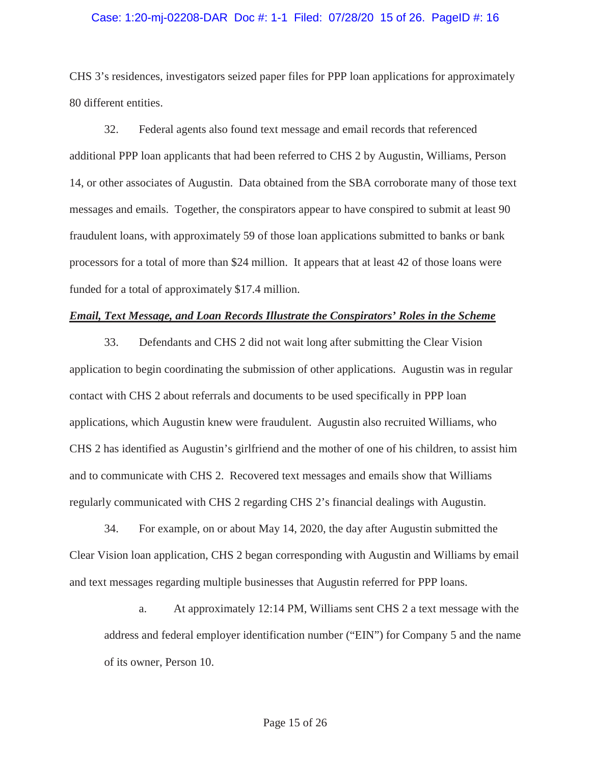CHS 3's residences, investigators seized paper files for PPP loan applications for approximately 80 different entities.

32. Federal agents also found text message and email records that referenced additional PPP loan applicants that had been referred to CHS 2 by Augustin, Williams, Person 14, or other associates of Augustin. Data obtained from the SBA corroborate many of those text messages and emails. Together, the conspirators appear to have conspired to submit at least 90 fraudulent loans, with approximately 59 of those loan applications submitted to banks or bank processors for a total of more than $24 million. It appears that at least 42 of those loans were funded for a total of approximately $17.4 million.

***Email, Text Message, and Loan Records Illustrate the Conspirators' Roles in the Scheme***

33. Defendants and CHS 2 did not wait long after submitting the Clear Vision application to begin coordinating the submission of other applications. Augustin was in regular contact with CHS 2 about referrals and documents to be used specifically in PPP loan applications, which Augustin knew were fraudulent. Augustin also recruited Williams, who CHS 2 has identified as Augustin's girlfriend and the mother of one of his children, to assist him and to communicate with CHS 2. Recovered text messages and emails show that Williams regularly communicated with CHS 2 regarding CHS 2's financial dealings with Augustin.

34. For example, on or about May 14, 2020, the day after Augustin submitted the Clear Vision loan application, CHS 2 began corresponding with Augustin and Williams by email and text messages regarding multiple businesses that Augustin referred for PPP loans.

a. At approximately 12:14 PM, Williams sent CHS 2 a text message with the address and federal employer identification number ("EIN") for Company 5 and the name of its owner, Person 10.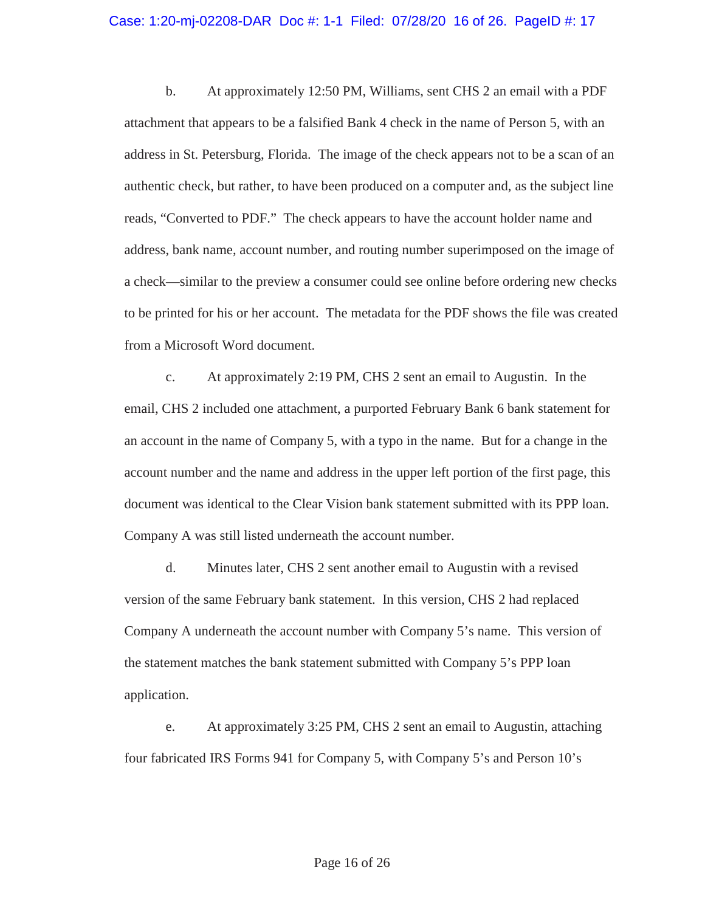b. At approximately 12:50 PM, Williams, sent CHS 2 an email with a PDF attachment that appears to be a falsified Bank 4 check in the name of Person 5, with an address in St. Petersburg, Florida. The image of the check appears not to be a scan of an authentic check, but rather, to have been produced on a computer and, as the subject line reads, "Converted to PDF." The check appears to have the account holder name and address, bank name, account number, and routing number superimposed on the image of a check—similar to the preview a consumer could see online before ordering new checks to be printed for his or her account. The metadata for the PDF shows the file was created from a Microsoft Word document.

c. At approximately 2:19 PM, CHS 2 sent an email to Augustin. In the email, CHS 2 included one attachment, a purported February Bank 6 bank statement for an account in the name of Company 5, with a typo in the name. But for a change in the account number and the name and address in the upper left portion of the first page, this document was identical to the Clear Vision bank statement submitted with its PPP loan. Company A was still listed underneath the account number.

d. Minutes later, CHS 2 sent another email to Augustin with a revised version of the same February bank statement. In this version, CHS 2 had replaced Company A underneath the account number with Company 5's name. This version of the statement matches the bank statement submitted with Company 5's PPP loan application.

e. At approximately 3:25 PM, CHS 2 sent an email to Augustin, attaching four fabricated IRS Forms 941 for Company 5, with Company 5's and Person 10's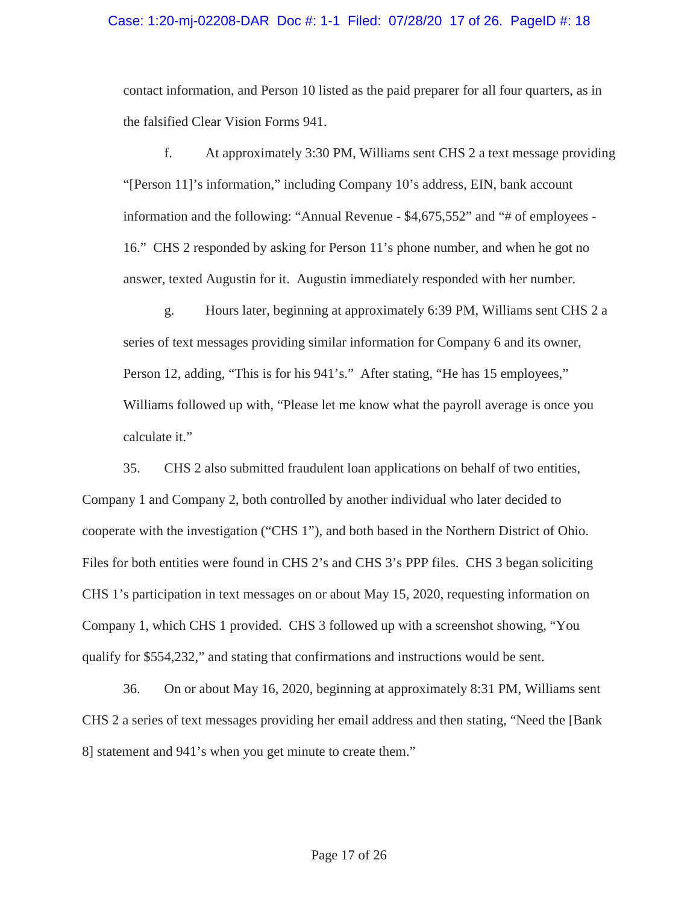contact information, and Person 10 listed as the paid preparer for all four quarters, as in the falsified Clear Vision Forms 941.

f. At approximately 3:30 PM, Williams sent CHS 2 a text message providing "[Person 11]'s information," including Company 10's address, EIN, bank account information and the following: "Annual Revenue - $4,675,552" and "# of employees - 16." CHS 2 responded by asking for Person 11's phone number, and when he got no answer, texted Augustin for it. Augustin immediately responded with her number.

g. Hours later, beginning at approximately 6:39 PM, Williams sent CHS 2 a series of text messages providing similar information for Company 6 and its owner, Person 12, adding, "This is for his 941's." After stating, "He has 15 employees," Williams followed up with, "Please let me know what the payroll average is once you calculate it."

35. CHS 2 also submitted fraudulent loan applications on behalf of two entities, Company 1 and Company 2, both controlled by another individual who later decided to cooperate with the investigation ("CHS 1"), and both based in the Northern District of Ohio. Files for both entities were found in CHS 2's and CHS 3's PPP files. CHS 3 began soliciting CHS 1's participation in text messages on or about May 15, 2020, requesting information on Company 1, which CHS 1 provided. CHS 3 followed up with a screenshot showing, "You qualify for $554,232," and stating that confirmations and instructions would be sent.

36. On or about May 16, 2020, beginning at approximately 8:31 PM, Williams sent CHS 2 a series of text messages providing her email address and then stating, "Need the [Bank 8] statement and 941's when you get minute to create them."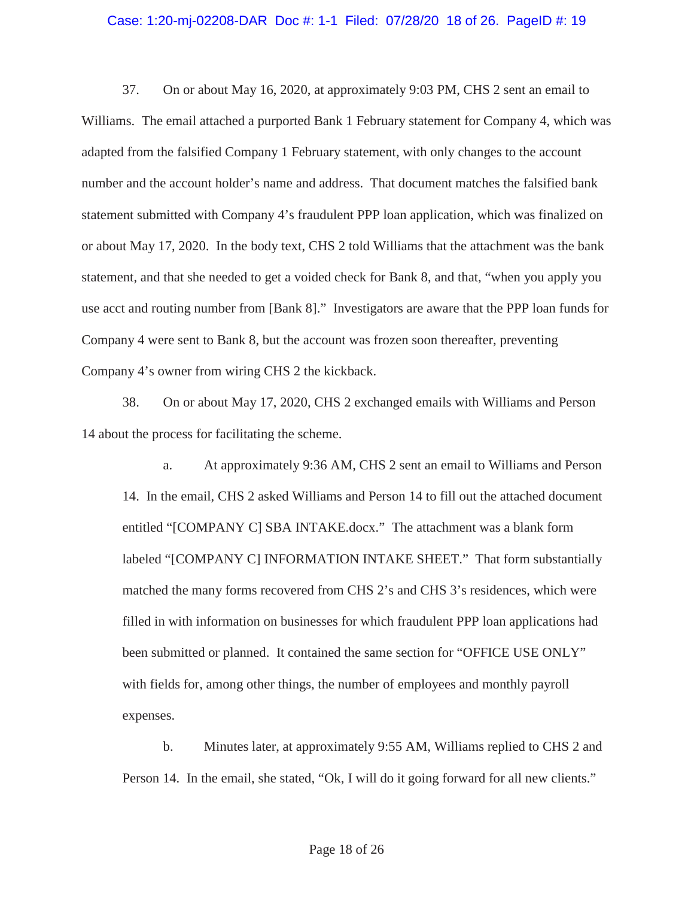37. On or about May 16, 2020, at approximately 9:03 PM, CHS 2 sent an email to Williams. The email attached a purported Bank 1 February statement for Company 4, which was adapted from the falsified Company 1 February statement, with only changes to the account number and the account holder's name and address. That document matches the falsified bank statement submitted with Company 4's fraudulent PPP loan application, which was finalized on or about May 17, 2020. In the body text, CHS 2 told Williams that the attachment was the bank statement, and that she needed to get a voided check for Bank 8, and that, "when you apply you use acct and routing number from [Bank 8]." Investigators are aware that the PPP loan funds for Company 4 were sent to Bank 8, but the account was frozen soon thereafter, preventing Company 4's owner from wiring CHS 2 the kickback.

38. On or about May 17, 2020, CHS 2 exchanged emails with Williams and Person 14 about the process for facilitating the scheme.

a. At approximately 9:36 AM, CHS 2 sent an email to Williams and Person 14. In the email, CHS 2 asked Williams and Person 14 to fill out the attached document entitled "[COMPANY C] SBA INTAKE.docx." The attachment was a blank form labeled "[COMPANY C] INFORMATION INTAKE SHEET." That form substantially matched the many forms recovered from CHS 2's and CHS 3's residences, which were filled in with information on businesses for which fraudulent PPP loan applications had been submitted or planned. It contained the same section for "OFFICE USE ONLY" with fields for, among other things, the number of employees and monthly payroll expenses.

b. Minutes later, at approximately 9:55 AM, Williams replied to CHS 2 and Person 14. In the email, she stated, "Ok, I will do it going forward for all new clients."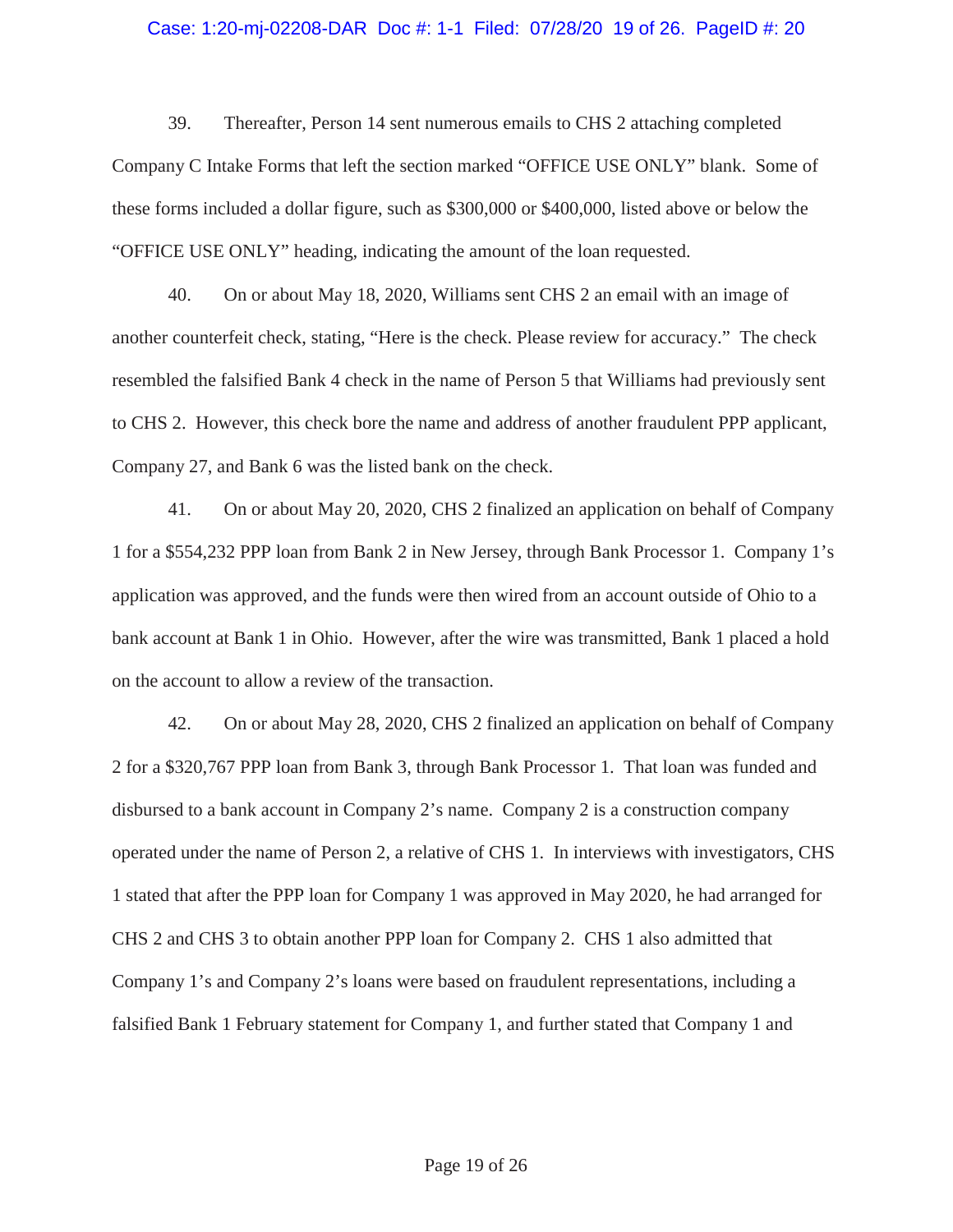39. Thereafter, Person 14 sent numerous emails to CHS 2 attaching completed Company C Intake Forms that left the section marked "OFFICE USE ONLY" blank. Some of these forms included a dollar figure, such as $300,000 or $400,000, listed above or below the "OFFICE USE ONLY" heading, indicating the amount of the loan requested.

40. On or about May 18, 2020, Williams sent CHS 2 an email with an image of another counterfeit check, stating, "Here is the check. Please review for accuracy." The check resembled the falsified Bank 4 check in the name of Person 5 that Williams had previously sent to CHS 2. However, this check bore the name and address of another fraudulent PPP applicant, Company 27, and Bank 6 was the listed bank on the check.

41. On or about May 20, 2020, CHS 2 finalized an application on behalf of Company 1 for a $554,232 PPP loan from Bank 2 in New Jersey, through Bank Processor 1. Company 1's application was approved, and the funds were then wired from an account outside of Ohio to a bank account at Bank 1 in Ohio. However, after the wire was transmitted, Bank 1 placed a hold on the account to allow a review of the transaction.

42. On or about May 28, 2020, CHS 2 finalized an application on behalf of Company 2 for a $320,767 PPP loan from Bank 3, through Bank Processor 1. That loan was funded and disbursed to a bank account in Company 2's name. Company 2 is a construction company operated under the name of Person 2, a relative of CHS 1. In interviews with investigators, CHS 1 stated that after the PPP loan for Company 1 was approved in May 2020, he had arranged for CHS 2 and CHS 3 to obtain another PPP loan for Company 2. CHS 1 also admitted that Company 1's and Company 2's loans were based on fraudulent representations, including a falsified Bank 1 February statement for Company 1, and further stated that Company 1 and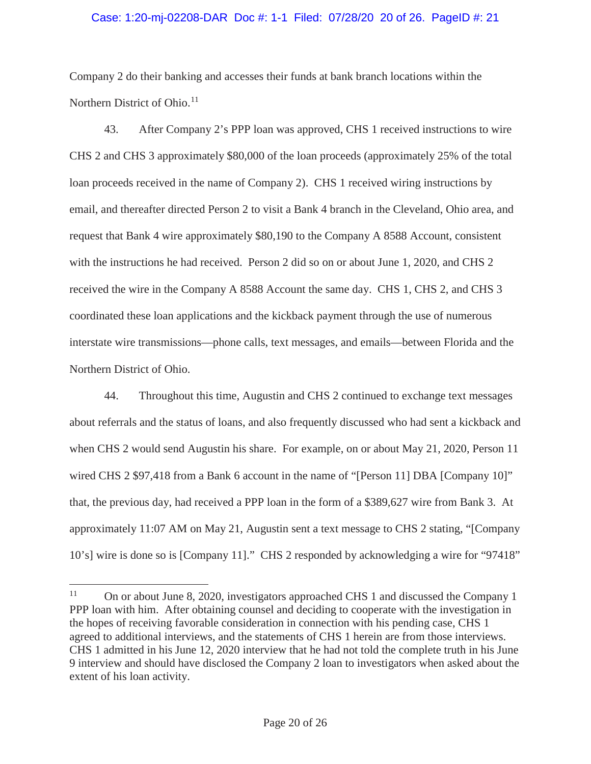Company 2 do their banking and accesses their funds at bank branch locations within the Northern District of Ohio.[11]

43. After Company 2's PPP loan was approved, CHS 1 received instructions to wire CHS 2 and CHS 3 approximately $80,000 of the loan proceeds (approximately 25% of the total loan proceeds received in the name of Company 2). CHS 1 received wiring instructions by email, and thereafter directed Person 2 to visit a Bank 4 branch in the Cleveland, Ohio area, and request that Bank 4 wire approximately $80,190 to the Company A 8588 Account, consistent with the instructions he had received. Person 2 did so on or about June 1, 2020, and CHS 2 received the wire in the Company A 8588 Account the same day. CHS 1, CHS 2, and CHS 3 coordinated these loan applications and the kickback payment through the use of numerous interstate wire transmissions—phone calls, text messages, and emails—between Florida and the Northern District of Ohio.

44. Throughout this time, Augustin and CHS 2 continued to exchange text messages about referrals and the status of loans, and also frequently discussed who had sent a kickback and when CHS 2 would send Augustin his share. For example, on or about May 21, 2020, Person 11 wired CHS 2 $97,418 from a Bank 6 account in the name of "[Person 11] DBA [Company 10]" that, the previous day, had received a PPP loan in the form of a $389,627 wire from Bank 3. At approximately 11:07 AM on May 21, Augustin sent a text message to CHS 2 stating, "[Company 10's] wire is done so is [Company 11]." CHS 2 responded by acknowledging a wire for "97418"

---

[11] On or about June 8, 2020, investigators approached CHS 1 and discussed the Company 1 PPP loan with him. After obtaining counsel and deciding to cooperate with the investigation in the hopes of receiving favorable consideration in connection with his pending case, CHS 1 agreed to additional interviews, and the statements of CHS 1 herein are from those interviews. CHS 1 admitted in his June 12, 2020 interview that he had not told the complete truth in his June 9 interview and should have disclosed the Company 2 loan to investigators when asked about the extent of his loan activity.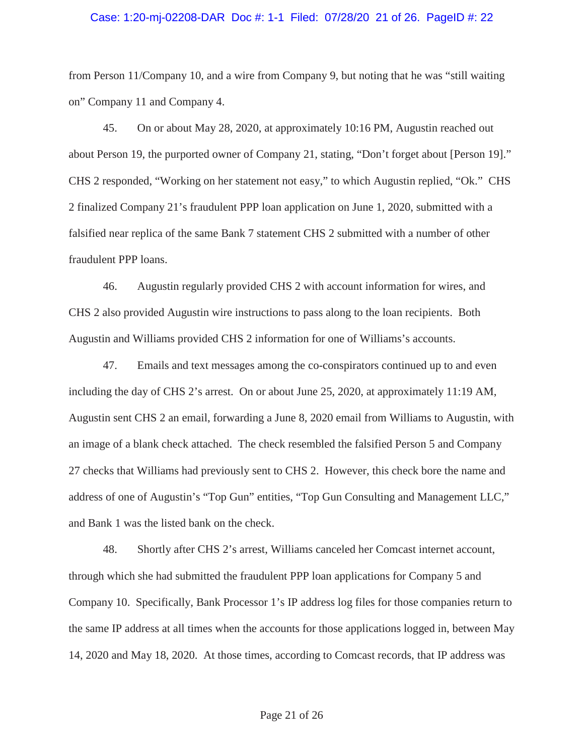from Person 11/Company 10, and a wire from Company 9, but noting that he was "still waiting on" Company 11 and Company 4.

45. On or about May 28, 2020, at approximately 10:16 PM, Augustin reached out about Person 19, the purported owner of Company 21, stating, "Don't forget about [Person 19]." CHS 2 responded, "Working on her statement not easy," to which Augustin replied, "Ok." CHS 2 finalized Company 21's fraudulent PPP loan application on June 1, 2020, submitted with a falsified near replica of the same Bank 7 statement CHS 2 submitted with a number of other fraudulent PPP loans.

46. Augustin regularly provided CHS 2 with account information for wires, and CHS 2 also provided Augustin wire instructions to pass along to the loan recipients. Both Augustin and Williams provided CHS 2 information for one of Williams's accounts.

47. Emails and text messages among the co-conspirators continued up to and even including the day of CHS 2's arrest. On or about June 25, 2020, at approximately 11:19 AM, Augustin sent CHS 2 an email, forwarding a June 8, 2020 email from Williams to Augustin, with an image of a blank check attached. The check resembled the falsified Person 5 and Company 27 checks that Williams had previously sent to CHS 2. However, this check bore the name and address of one of Augustin's "Top Gun" entities, "Top Gun Consulting and Management LLC," and Bank 1 was the listed bank on the check.

48. Shortly after CHS 2's arrest, Williams canceled her Comcast internet account, through which she had submitted the fraudulent PPP loan applications for Company 5 and Company 10. Specifically, Bank Processor 1's IP address log files for those companies return to the same IP address at all times when the accounts for those applications logged in, between May 14, 2020 and May 18, 2020. At those times, according to Comcast records, that IP address was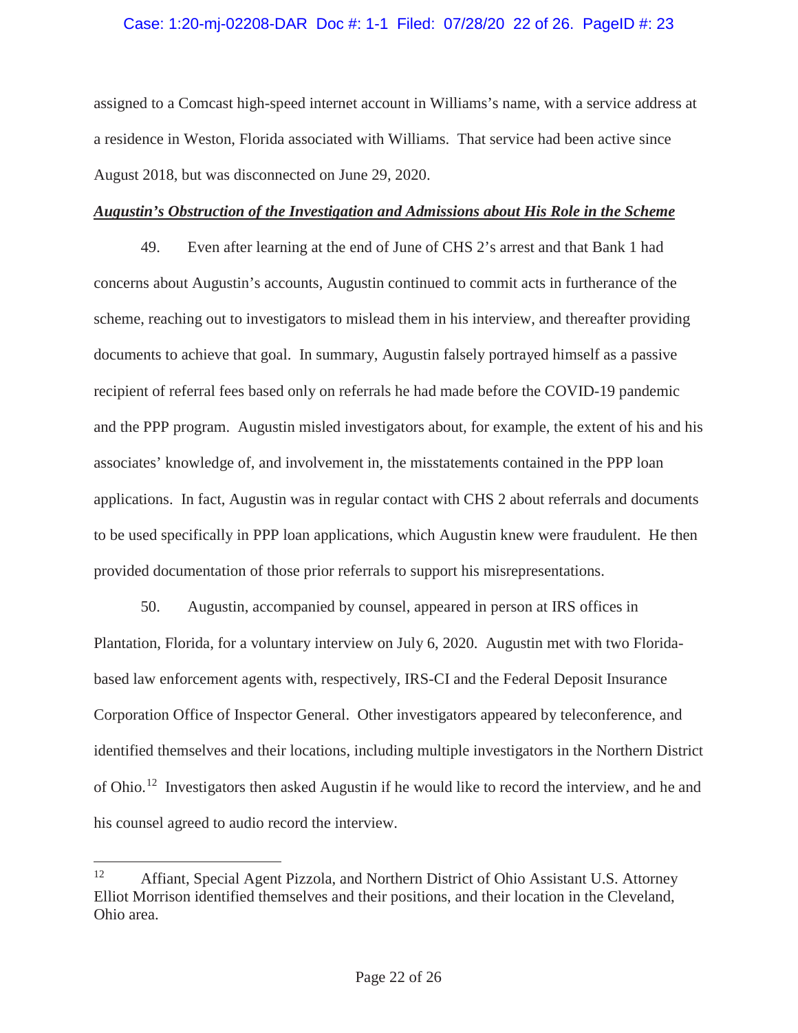assigned to a Comcast high-speed internet account in Williams's name, with a service address at a residence in Weston, Florida associated with Williams. That service had been active since August 2018, but was disconnected on June 29, 2020.

***Augustin's Obstruction of the Investigation and Admissions about His Role in the Scheme***

49. Even after learning at the end of June of CHS 2's arrest and that Bank 1 had concerns about Augustin's accounts, Augustin continued to commit acts in furtherance of the scheme, reaching out to investigators to mislead them in his interview, and thereafter providing documents to achieve that goal. In summary, Augustin falsely portrayed himself as a passive recipient of referral fees based only on referrals he had made before the COVID-19 pandemic and the PPP program. Augustin misled investigators about, for example, the extent of his and his associates' knowledge of, and involvement in, the misstatements contained in the PPP loan applications. In fact, Augustin was in regular contact with CHS 2 about referrals and documents to be used specifically in PPP loan applications, which Augustin knew were fraudulent. He then provided documentation of those prior referrals to support his misrepresentations.

50. Augustin, accompanied by counsel, appeared in person at IRS offices in Plantation, Florida, for a voluntary interview on July 6, 2020. Augustin met with two Florida-based law enforcement agents with, respectively, IRS-CI and the Federal Deposit Insurance Corporation Office of Inspector General. Other investigators appeared by teleconference, and identified themselves and their locations, including multiple investigators in the Northern District of Ohio.[12] Investigators then asked Augustin if he would like to record the interview, and he and his counsel agreed to audio record the interview.

---

[12] Affiant, Special Agent Pizzola, and Northern District of Ohio Assistant U.S. Attorney Elliot Morrison identified themselves and their positions, and their location in the Cleveland, Ohio area.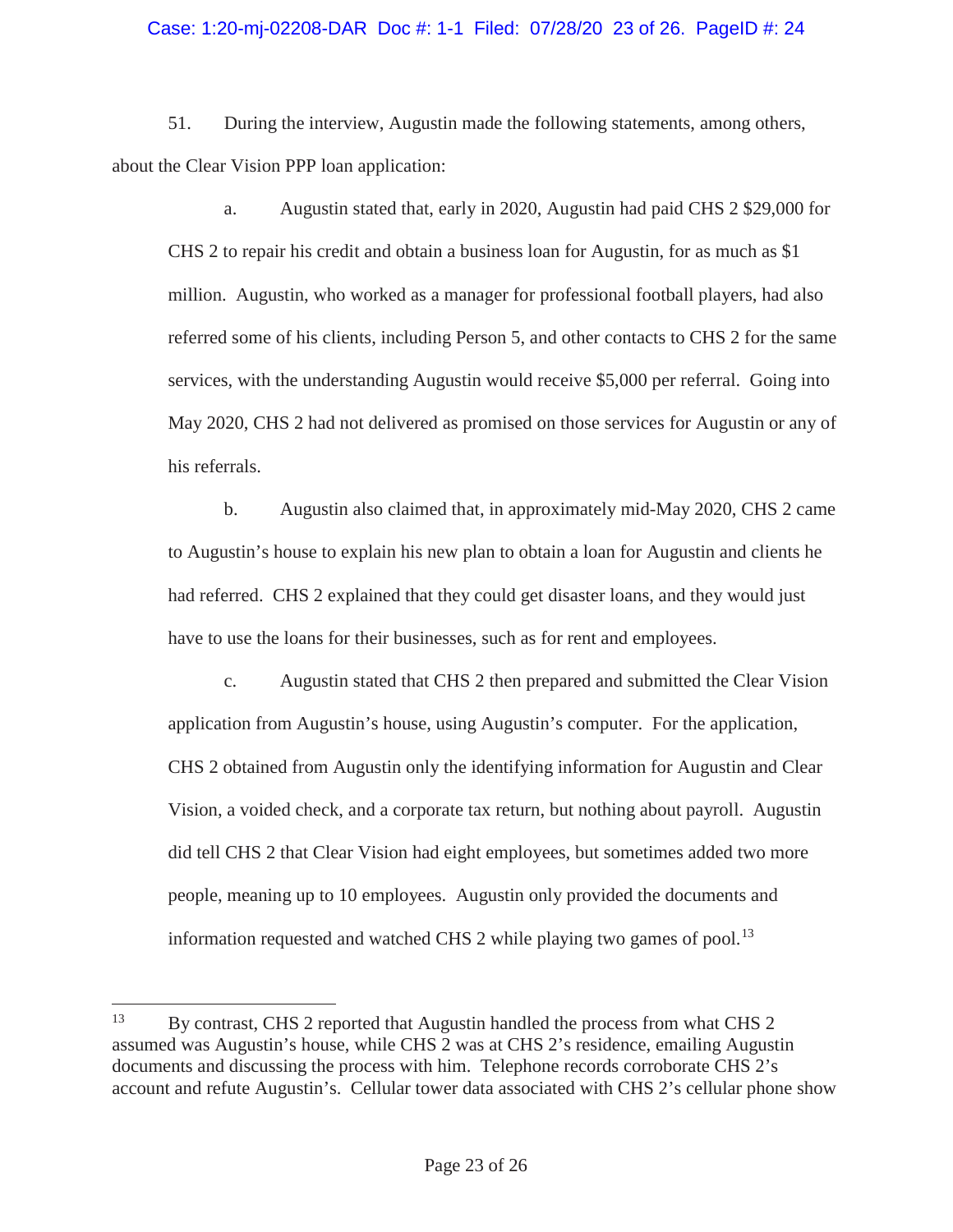51. During the interview, Augustin made the following statements, among others, about the Clear Vision PPP loan application:

a. Augustin stated that, early in 2020, Augustin had paid CHS 2 $29,000 for CHS 2 to repair his credit and obtain a business loan for Augustin, for as much as $1 million. Augustin, who worked as a manager for professional football players, had also referred some of his clients, including Person 5, and other contacts to CHS 2 for the same services, with the understanding Augustin would receive $5,000 per referral. Going into May 2020, CHS 2 had not delivered as promised on those services for Augustin or any of his referrals.

b. Augustin also claimed that, in approximately mid-May 2020, CHS 2 came to Augustin's house to explain his new plan to obtain a loan for Augustin and clients he had referred. CHS 2 explained that they could get disaster loans, and they would just have to use the loans for their businesses, such as for rent and employees.

c. Augustin stated that CHS 2 then prepared and submitted the Clear Vision application from Augustin's house, using Augustin's computer. For the application, CHS 2 obtained from Augustin only the identifying information for Augustin and Clear Vision, a voided check, and a corporate tax return, but nothing about payroll. Augustin did tell CHS 2 that Clear Vision had eight employees, but sometimes added two more people, meaning up to 10 employees. Augustin only provided the documents and information requested and watched CHS 2 while playing two games of pool.[13]

---

[13] By contrast, CHS 2 reported that Augustin handled the process from what CHS 2 assumed was Augustin's house, while CHS 2 was at CHS 2's residence, emailing Augustin documents and discussing the process with him. Telephone records corroborate CHS 2's account and refute Augustin's. Cellular tower data associated with CHS 2's cellular phone show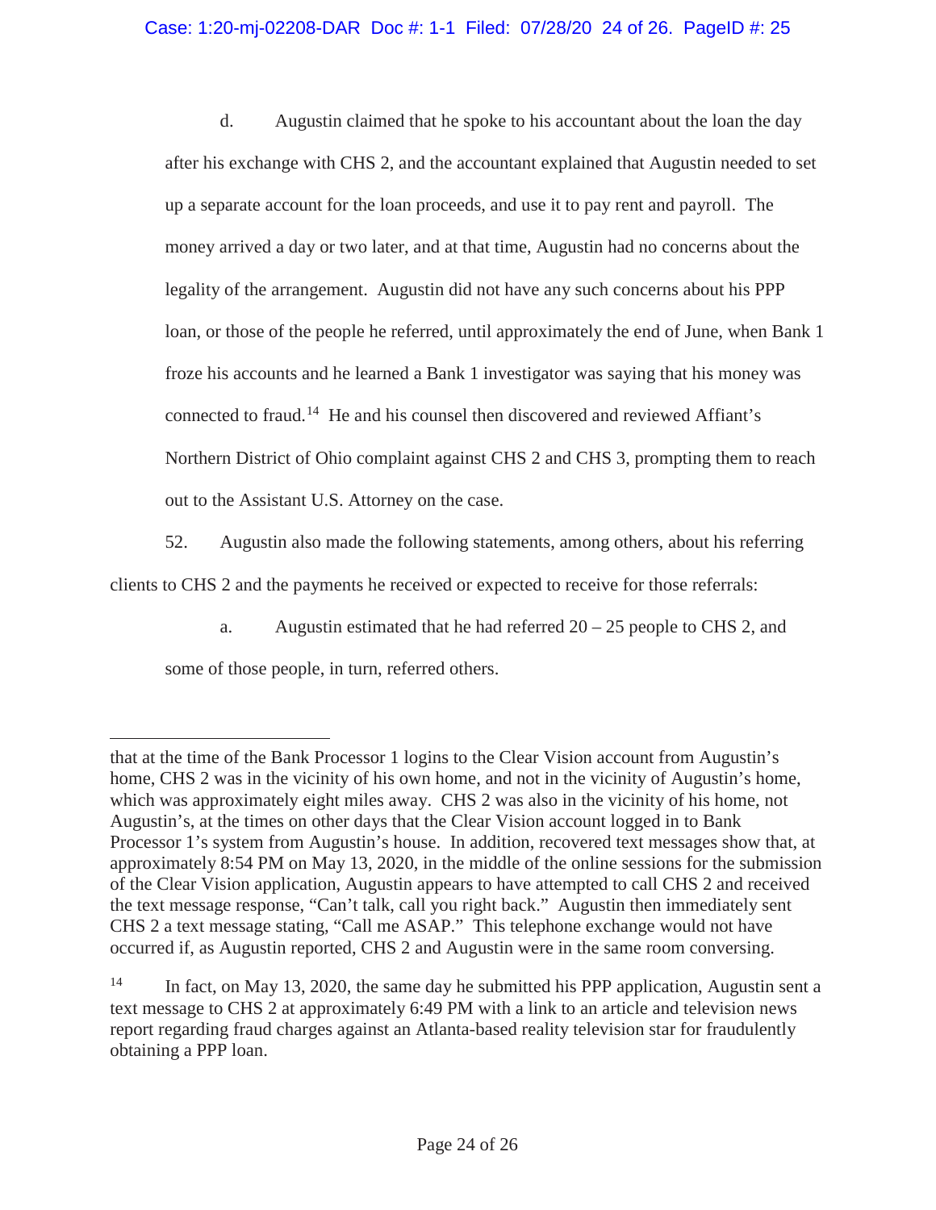d. Augustin claimed that he spoke to his accountant about the loan the day after his exchange with CHS 2, and the accountant explained that Augustin needed to set up a separate account for the loan proceeds, and use it to pay rent and payroll. The money arrived a day or two later, and at that time, Augustin had no concerns about the legality of the arrangement. Augustin did not have any such concerns about his PPP loan, or those of the people he referred, until approximately the end of June, when Bank 1 froze his accounts and he learned a Bank 1 investigator was saying that his money was connected to fraud.[14] He and his counsel then discovered and reviewed Affiant's Northern District of Ohio complaint against CHS 2 and CHS 3, prompting them to reach out to the Assistant U.S. Attorney on the case.

52. Augustin also made the following statements, among others, about his referring clients to CHS 2 and the payments he received or expected to receive for those referrals:

a. Augustin estimated that he had referred 20 – 25 people to CHS 2, and some of those people, in turn, referred others.

---

that at the time of the Bank Processor 1 logins to the Clear Vision account from Augustin's home, CHS 2 was in the vicinity of his own home, and not in the vicinity of Augustin's home, which was approximately eight miles away. CHS 2 was also in the vicinity of his home, not Augustin's, at the times on other days that the Clear Vision account logged in to Bank Processor 1's system from Augustin's house. In addition, recovered text messages show that, at approximately 8:54 PM on May 13, 2020, in the middle of the online sessions for the submission of the Clear Vision application, Augustin appears to have attempted to call CHS 2 and received the text message response, "Can't talk, call you right back." Augustin then immediately sent CHS 2 a text message stating, "Call me ASAP." This telephone exchange would not have occurred if, as Augustin reported, CHS 2 and Augustin were in the same room conversing.

[14] In fact, on May 13, 2020, the same day he submitted his PPP application, Augustin sent a text message to CHS 2 at approximately 6:49 PM with a link to an article and television news report regarding fraud charges against an Atlanta-based reality television star for fraudulently obtaining a PPP loan.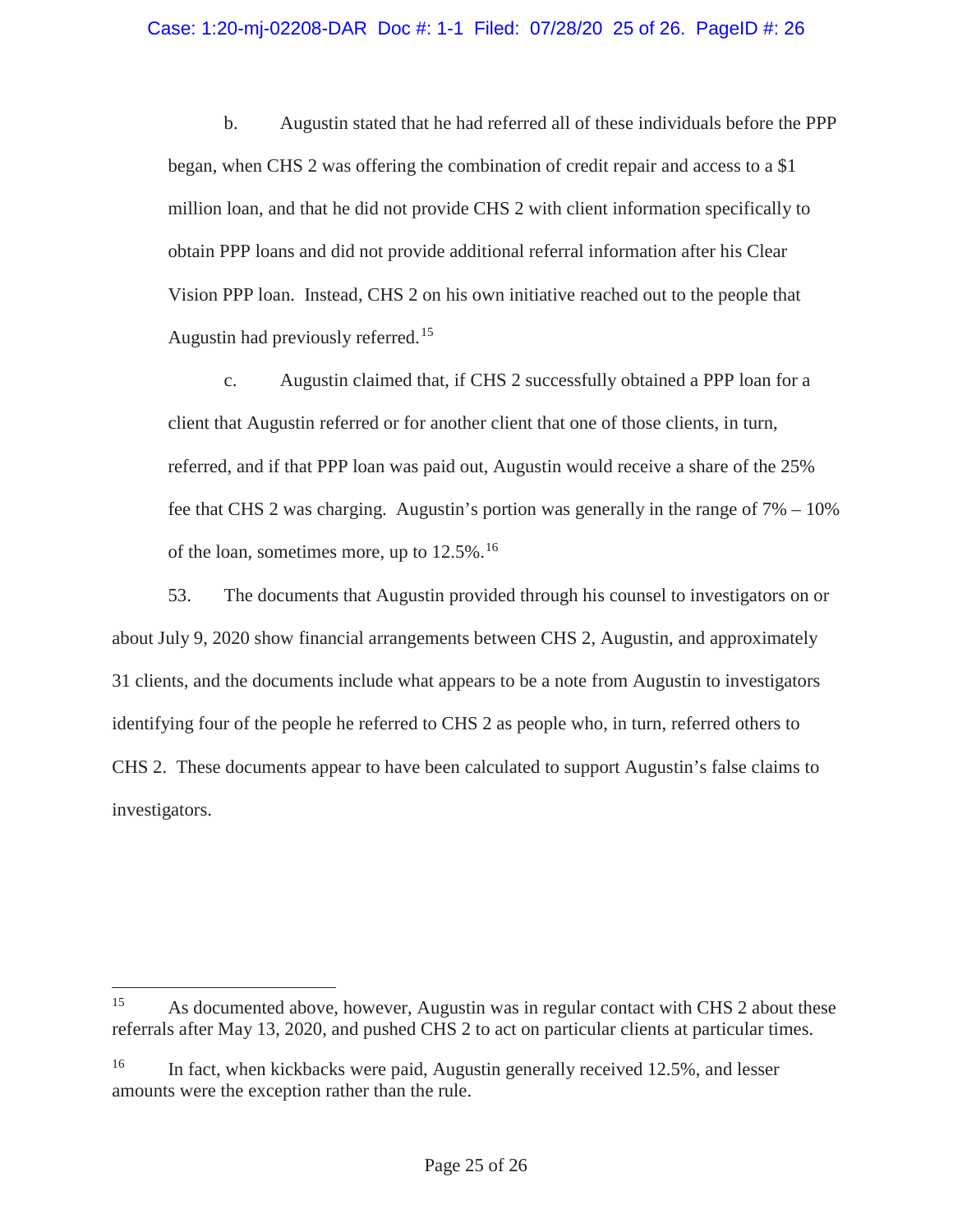b. Augustin stated that he had referred all of these individuals before the PPP began, when CHS 2 was offering the combination of credit repair and access to a $1 million loan, and that he did not provide CHS 2 with client information specifically to obtain PPP loans and did not provide additional referral information after his Clear Vision PPP loan. Instead, CHS 2 on his own initiative reached out to the people that Augustin had previously referred.[15]

c. Augustin claimed that, if CHS 2 successfully obtained a PPP loan for a client that Augustin referred or for another client that one of those clients, in turn, referred, and if that PPP loan was paid out, Augustin would receive a share of the 25% fee that CHS 2 was charging. Augustin's portion was generally in the range of 7% – 10% of the loan, sometimes more, up to 12.5%.[16]

53. The documents that Augustin provided through his counsel to investigators on or about July 9, 2020 show financial arrangements between CHS 2, Augustin, and approximately 31 clients, and the documents include what appears to be a note from Augustin to investigators identifying four of the people he referred to CHS 2 as people who, in turn, referred others to CHS 2. These documents appear to have been calculated to support Augustin's false claims to investigators.

---

[15] As documented above, however, Augustin was in regular contact with CHS 2 about these referrals after May 13, 2020, and pushed CHS 2 to act on particular clients at particular times.

[16] In fact, when kickbacks were paid, Augustin generally received 12.5%, and lesser amounts were the exception rather than the rule.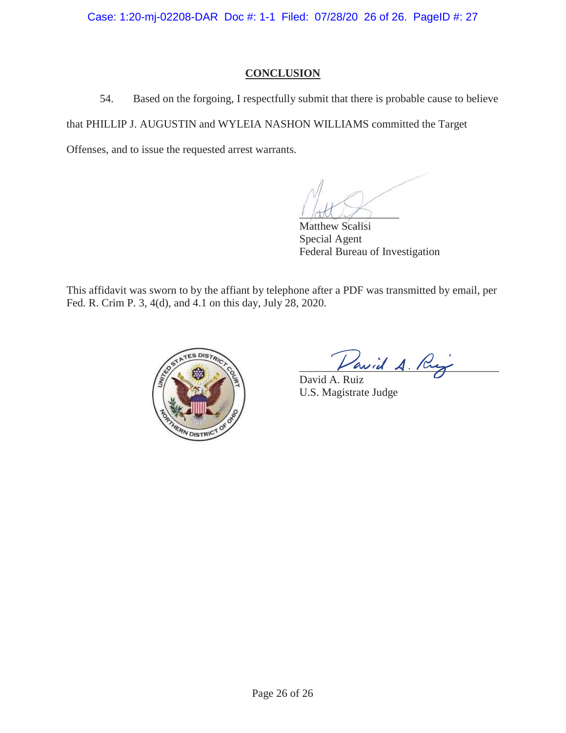## CONCLUSION

54. Based on the forgoing, I respectfully submit that there is probable cause to believe that PHILLIP J. AUGUSTIN and WYLEIA NASHON WILLIAMS committed the Target Offenses, and to issue the requested arrest warrants.

Matthew Scalisi
Special Agent
Federal Bureau of Investigation

This affidavit was sworn to by the affiant by telephone after a PDF was transmitted by email, per Fed. R. Crim P. 3, 4(d), and 4.1 on this day, July 28, 2020.

David A. Ruiz
U.S. Magistrate Judge